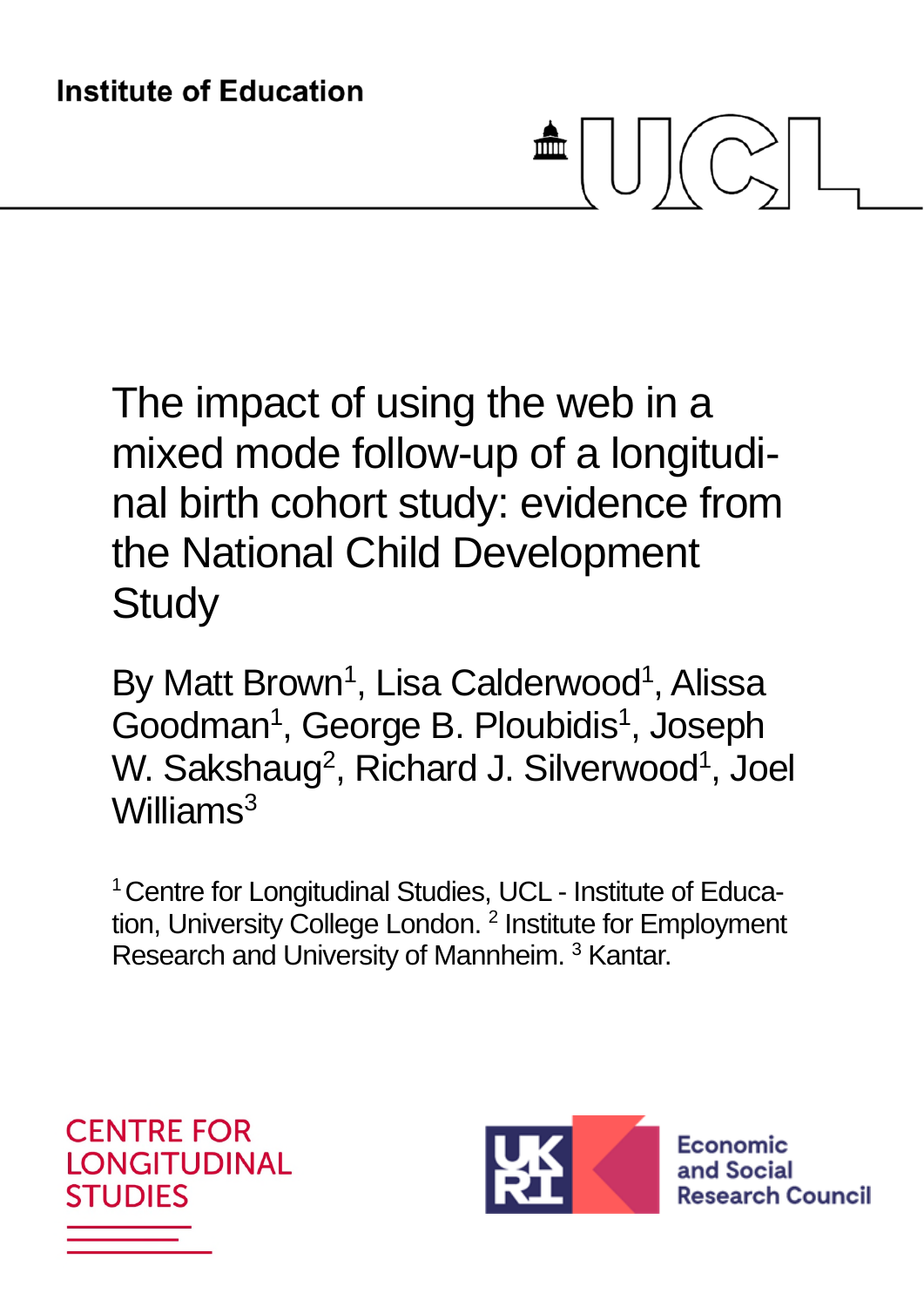Institute of Education

# The impact of using the web in a mixed mode follow-up of a longitudinal birth cohort study: evidence from the National Child Development Study

By Matt Brown[1], Lisa Calderwood[1], Alissa Goodman[1], George B. Ploubidis[1], Joseph W. Sakshaug[2], Richard J. Silverwood[1], Joel Williams[3]

[1] Centre for Longitudinal Studies, UCL - Institute of Education, University College London. [2] Institute for Employment Research and University of Mannheim. [3] Kantar.

CENTRE FOR LONGITUDINAL STUDIES

Economic and Social Research Council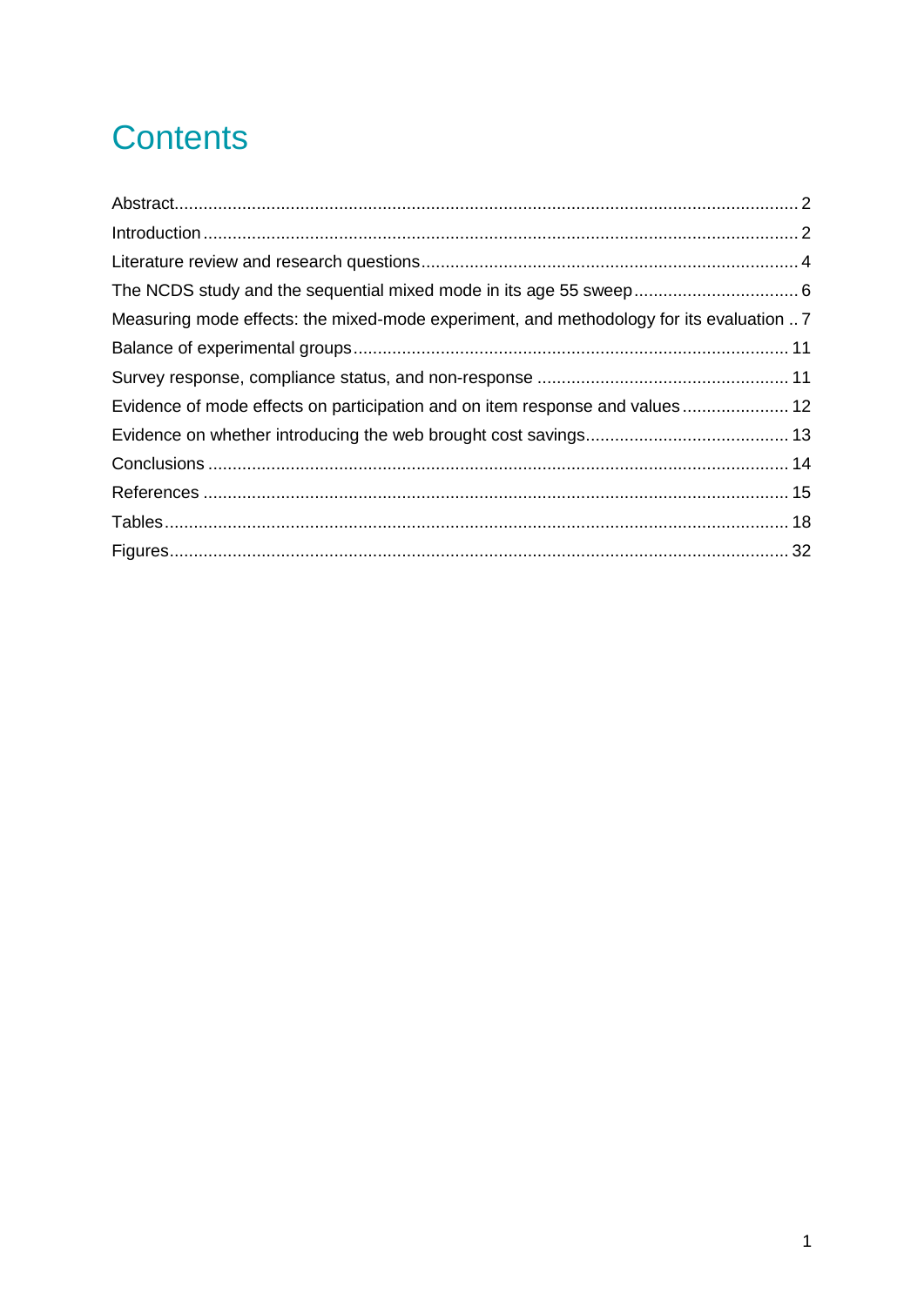# Contents

Abstract ................................................................................................................................ 2
Introduction .......................................................................................................................... 2
Literature review and research questions ............................................................................. 4
The NCDS study and the sequential mixed mode in its age 55 sweep ................................. 6
Measuring mode effects: the mixed-mode experiment, and methodology for its evaluation .. 7
Balance of experimental groups ......................................................................................... 11
Survey response, compliance status, and non-response .................................................... 11
Evidence of mode effects on participation and on item response and values ...................... 12
Evidence on whether introducing the web brought cost savings .......................................... 13
Conclusions ........................................................................................................................ 14
References ......................................................................................................................... 15
Tables ................................................................................................................................. 18
Figures ................................................................................................................................ 32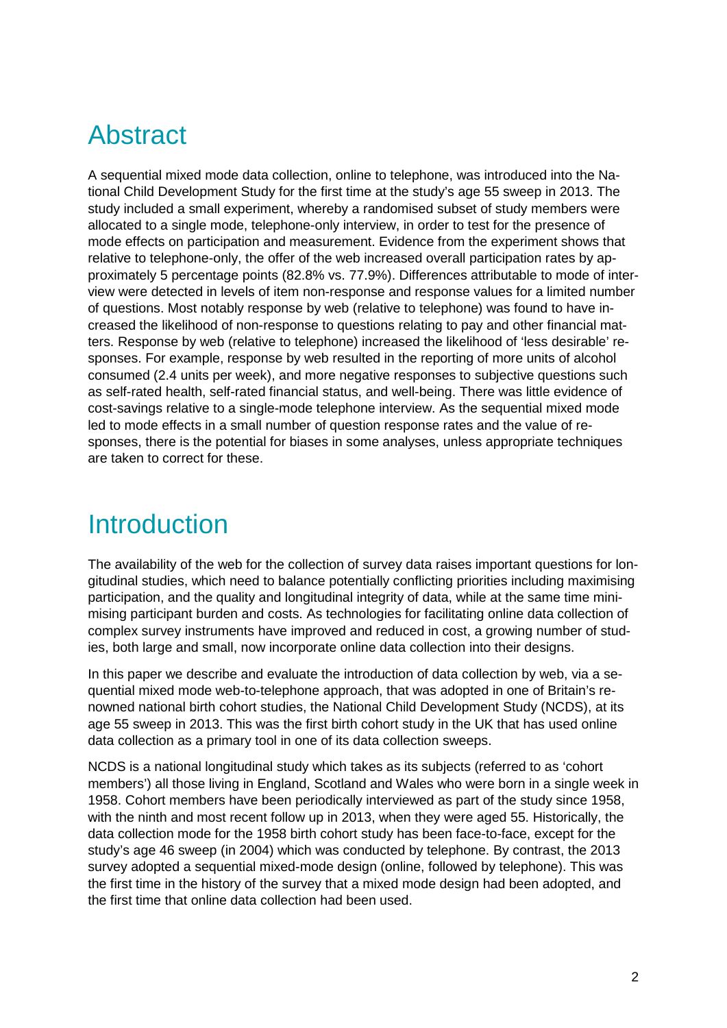# Abstract

A sequential mixed mode data collection, online to telephone, was introduced into the National Child Development Study for the first time at the study's age 55 sweep in 2013. The study included a small experiment, whereby a randomised subset of study members were allocated to a single mode, telephone-only interview, in order to test for the presence of mode effects on participation and measurement. Evidence from the experiment shows that relative to telephone-only, the offer of the web increased overall participation rates by approximately 5 percentage points (82.8% vs. 77.9%). Differences attributable to mode of interview were detected in levels of item non-response and response values for a limited number of questions. Most notably response by web (relative to telephone) was found to have increased the likelihood of non-response to questions relating to pay and other financial matters. Response by web (relative to telephone) increased the likelihood of 'less desirable' responses. For example, response by web resulted in the reporting of more units of alcohol consumed (2.4 units per week), and more negative responses to subjective questions such as self-rated health, self-rated financial status, and well-being. There was little evidence of cost-savings relative to a single-mode telephone interview. As the sequential mixed mode led to mode effects in a small number of question response rates and the value of responses, there is the potential for biases in some analyses, unless appropriate techniques are taken to correct for these.

# Introduction

The availability of the web for the collection of survey data raises important questions for longitudinal studies, which need to balance potentially conflicting priorities including maximising participation, and the quality and longitudinal integrity of data, while at the same time minimising participant burden and costs. As technologies for facilitating online data collection of complex survey instruments have improved and reduced in cost, a growing number of studies, both large and small, now incorporate online data collection into their designs.

In this paper we describe and evaluate the introduction of data collection by web, via a sequential mixed mode web-to-telephone approach, that was adopted in one of Britain's renowned national birth cohort studies, the National Child Development Study (NCDS), at its age 55 sweep in 2013. This was the first birth cohort study in the UK that has used online data collection as a primary tool in one of its data collection sweeps.

NCDS is a national longitudinal study which takes as its subjects (referred to as 'cohort members') all those living in England, Scotland and Wales who were born in a single week in 1958. Cohort members have been periodically interviewed as part of the study since 1958, with the ninth and most recent follow up in 2013, when they were aged 55. Historically, the data collection mode for the 1958 birth cohort study has been face-to-face, except for the study's age 46 sweep (in 2004) which was conducted by telephone. By contrast, the 2013 survey adopted a sequential mixed-mode design (online, followed by telephone). This was the first time in the history of the survey that a mixed mode design had been adopted, and the first time that online data collection had been used.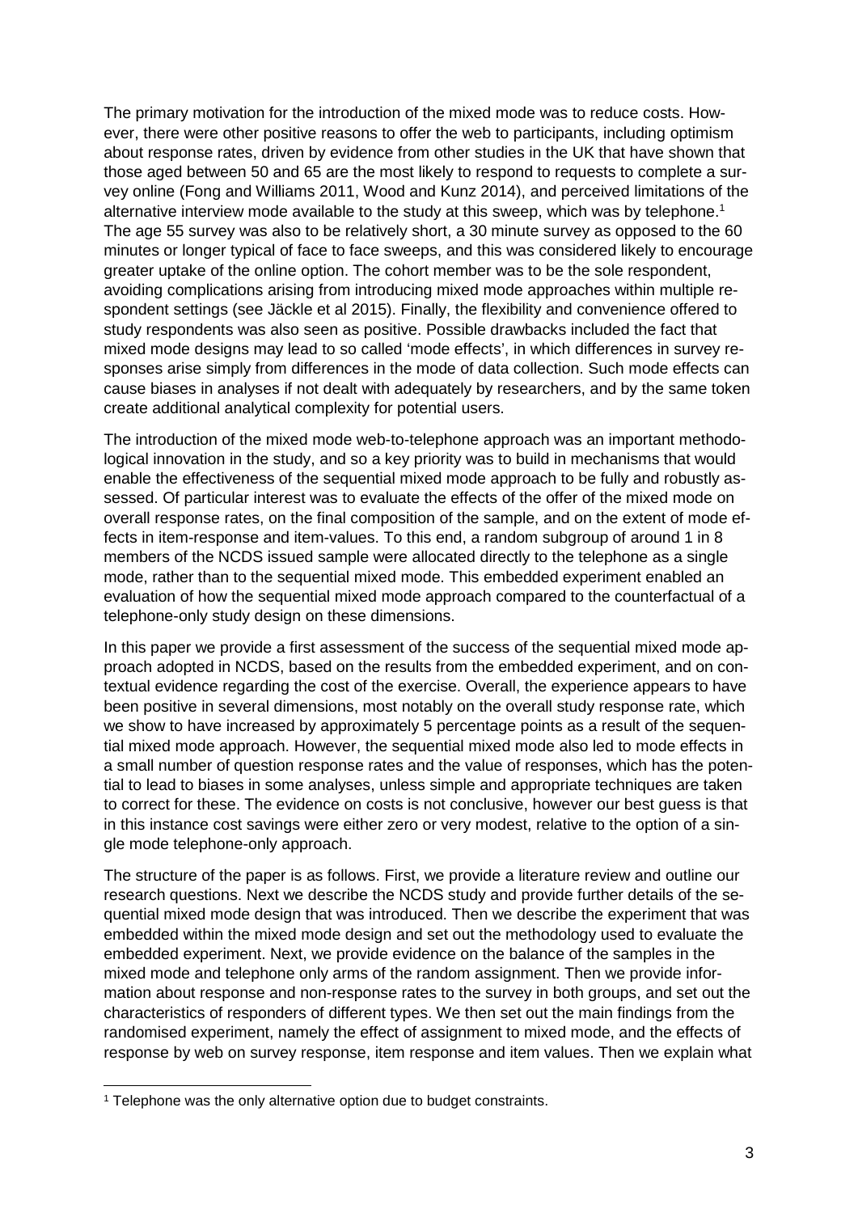The primary motivation for the introduction of the mixed mode was to reduce costs. However, there were other positive reasons to offer the web to participants, including optimism about response rates, driven by evidence from other studies in the UK that have shown that those aged between 50 and 65 are the most likely to respond to requests to complete a survey online (Fong and Williams 2011, Wood and Kunz 2014), and perceived limitations of the alternative interview mode available to the study at this sweep, which was by telephone.[1] The age 55 survey was also to be relatively short, a 30 minute survey as opposed to the 60 minutes or longer typical of face to face sweeps, and this was considered likely to encourage greater uptake of the online option. The cohort member was to be the sole respondent, avoiding complications arising from introducing mixed mode approaches within multiple respondent settings (see Jäckle et al 2015). Finally, the flexibility and convenience offered to study respondents was also seen as positive. Possible drawbacks included the fact that mixed mode designs may lead to so called 'mode effects', in which differences in survey responses arise simply from differences in the mode of data collection. Such mode effects can cause biases in analyses if not dealt with adequately by researchers, and by the same token create additional analytical complexity for potential users.

The introduction of the mixed mode web-to-telephone approach was an important methodological innovation in the study, and so a key priority was to build in mechanisms that would enable the effectiveness of the sequential mixed mode approach to be fully and robustly assessed. Of particular interest was to evaluate the effects of the offer of the mixed mode on overall response rates, on the final composition of the sample, and on the extent of mode effects in item-response and item-values. To this end, a random subgroup of around 1 in 8 members of the NCDS issued sample were allocated directly to the telephone as a single mode, rather than to the sequential mixed mode. This embedded experiment enabled an evaluation of how the sequential mixed mode approach compared to the counterfactual of a telephone-only study design on these dimensions.

In this paper we provide a first assessment of the success of the sequential mixed mode approach adopted in NCDS, based on the results from the embedded experiment, and on contextual evidence regarding the cost of the exercise. Overall, the experience appears to have been positive in several dimensions, most notably on the overall study response rate, which we show to have increased by approximately 5 percentage points as a result of the sequential mixed mode approach. However, the sequential mixed mode also led to mode effects in a small number of question response rates and the value of responses, which has the potential to lead to biases in some analyses, unless simple and appropriate techniques are taken to correct for these. The evidence on costs is not conclusive, however our best guess is that in this instance cost savings were either zero or very modest, relative to the option of a single mode telephone-only approach.

The structure of the paper is as follows. First, we provide a literature review and outline our research questions. Next we describe the NCDS study and provide further details of the sequential mixed mode design that was introduced. Then we describe the experiment that was embedded within the mixed mode design and set out the methodology used to evaluate the embedded experiment. Next, we provide evidence on the balance of the samples in the mixed mode and telephone only arms of the random assignment. Then we provide information about response and non-response rates to the survey in both groups, and set out the characteristics of responders of different types. We then set out the main findings from the randomised experiment, namely the effect of assignment to mixed mode, and the effects of response by web on survey response, item response and item values. Then we explain what

[1] Telephone was the only alternative option due to budget constraints.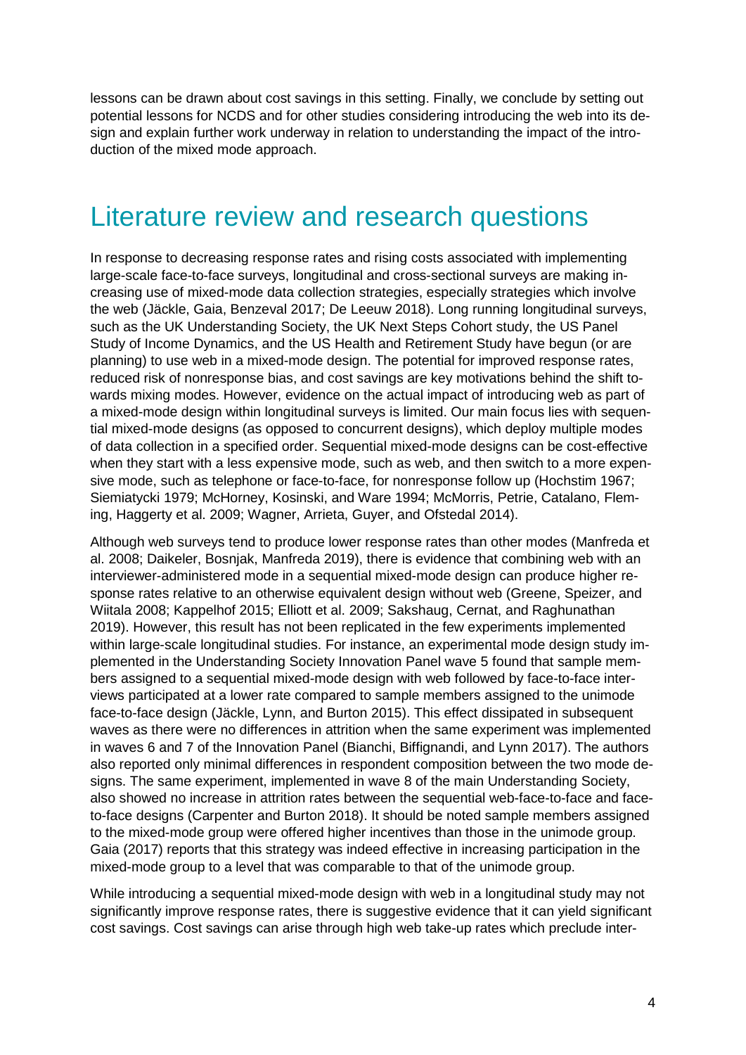lessons can be drawn about cost savings in this setting. Finally, we conclude by setting out potential lessons for NCDS and for other studies considering introducing the web into its design and explain further work underway in relation to understanding the impact of the introduction of the mixed mode approach.

# Literature review and research questions

In response to decreasing response rates and rising costs associated with implementing large-scale face-to-face surveys, longitudinal and cross-sectional surveys are making increasing use of mixed-mode data collection strategies, especially strategies which involve the web (Jäckle, Gaia, Benzeval 2017; De Leeuw 2018). Long running longitudinal surveys, such as the UK Understanding Society, the UK Next Steps Cohort study, the US Panel Study of Income Dynamics, and the US Health and Retirement Study have begun (or are planning) to use web in a mixed-mode design. The potential for improved response rates, reduced risk of nonresponse bias, and cost savings are key motivations behind the shift towards mixing modes. However, evidence on the actual impact of introducing web as part of a mixed-mode design within longitudinal surveys is limited. Our main focus lies with sequential mixed-mode designs (as opposed to concurrent designs), which deploy multiple modes of data collection in a specified order. Sequential mixed-mode designs can be cost-effective when they start with a less expensive mode, such as web, and then switch to a more expensive mode, such as telephone or face-to-face, for nonresponse follow up (Hochstim 1967; Siemiatycki 1979; McHorney, Kosinski, and Ware 1994; McMorris, Petrie, Catalano, Fleming, Haggerty et al. 2009; Wagner, Arrieta, Guyer, and Ofstedal 2014).

Although web surveys tend to produce lower response rates than other modes (Manfreda et al. 2008; Daikeler, Bosnjak, Manfreda 2019), there is evidence that combining web with an interviewer-administered mode in a sequential mixed-mode design can produce higher response rates relative to an otherwise equivalent design without web (Greene, Speizer, and Wiitala 2008; Kappelhof 2015; Elliott et al. 2009; Sakshaug, Cernat, and Raghunathan 2019). However, this result has not been replicated in the few experiments implemented within large-scale longitudinal studies. For instance, an experimental mode design study implemented in the Understanding Society Innovation Panel wave 5 found that sample members assigned to a sequential mixed-mode design with web followed by face-to-face interviews participated at a lower rate compared to sample members assigned to the unimode face-to-face design (Jäckle, Lynn, and Burton 2015). This effect dissipated in subsequent waves as there were no differences in attrition when the same experiment was implemented in waves 6 and 7 of the Innovation Panel (Bianchi, Biffignandi, and Lynn 2017). The authors also reported only minimal differences in respondent composition between the two mode designs. The same experiment, implemented in wave 8 of the main Understanding Society, also showed no increase in attrition rates between the sequential web-face-to-face and face-to-face designs (Carpenter and Burton 2018). It should be noted sample members assigned to the mixed-mode group were offered higher incentives than those in the unimode group. Gaia (2017) reports that this strategy was indeed effective in increasing participation in the mixed-mode group to a level that was comparable to that of the unimode group.

While introducing a sequential mixed-mode design with web in a longitudinal study may not significantly improve response rates, there is suggestive evidence that it can yield significant cost savings. Cost savings can arise through high web take-up rates which preclude inter-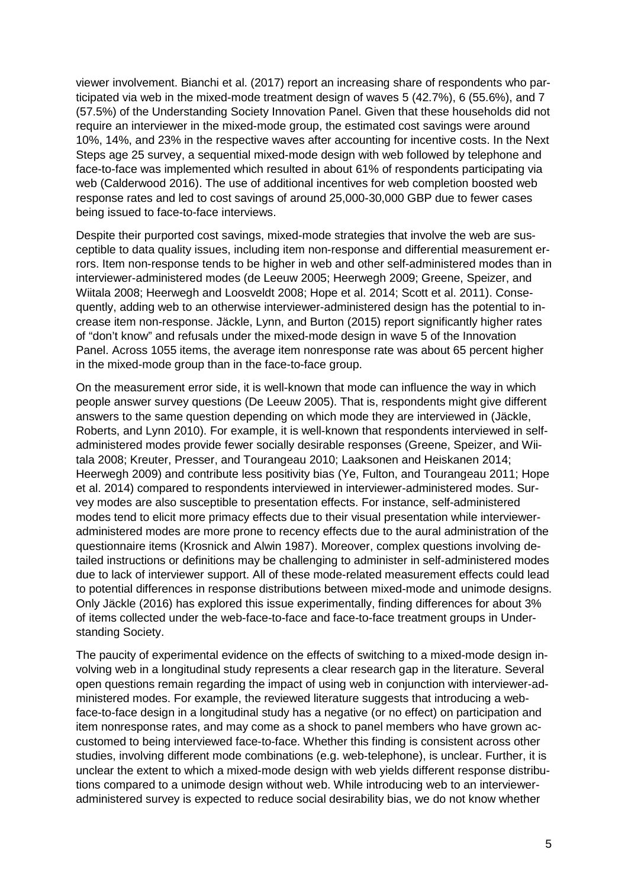viewer involvement. Bianchi et al. (2017) report an increasing share of respondents who participated via web in the mixed-mode treatment design of waves 5 (42.7%), 6 (55.6%), and 7 (57.5%) of the Understanding Society Innovation Panel. Given that these households did not require an interviewer in the mixed-mode group, the estimated cost savings were around 10%, 14%, and 23% in the respective waves after accounting for incentive costs. In the Next Steps age 25 survey, a sequential mixed-mode design with web followed by telephone and face-to-face was implemented which resulted in about 61% of respondents participating via web (Calderwood 2016). The use of additional incentives for web completion boosted web response rates and led to cost savings of around 25,000-30,000 GBP due to fewer cases being issued to face-to-face interviews.

Despite their purported cost savings, mixed-mode strategies that involve the web are susceptible to data quality issues, including item non-response and differential measurement errors. Item non-response tends to be higher in web and other self-administered modes than in interviewer-administered modes (de Leeuw 2005; Heerwegh 2009; Greene, Speizer, and Wiitala 2008; Heerwegh and Loosveldt 2008; Hope et al. 2014; Scott et al. 2011). Consequently, adding web to an otherwise interviewer-administered design has the potential to increase item non-response. Jäckle, Lynn, and Burton (2015) report significantly higher rates of "don't know" and refusals under the mixed-mode design in wave 5 of the Innovation Panel. Across 1055 items, the average item nonresponse rate was about 65 percent higher in the mixed-mode group than in the face-to-face group.

On the measurement error side, it is well-known that mode can influence the way in which people answer survey questions (De Leeuw 2005). That is, respondents might give different answers to the same question depending on which mode they are interviewed in (Jäckle, Roberts, and Lynn 2010). For example, it is well-known that respondents interviewed in self-administered modes provide fewer socially desirable responses (Greene, Speizer, and Wiitala 2008; Kreuter, Presser, and Tourangeau 2010; Laaksonen and Heiskanen 2014; Heerwegh 2009) and contribute less positivity bias (Ye, Fulton, and Tourangeau 2011; Hope et al. 2014) compared to respondents interviewed in interviewer-administered modes. Survey modes are also susceptible to presentation effects. For instance, self-administered modes tend to elicit more primacy effects due to their visual presentation while interviewer-administered modes are more prone to recency effects due to the aural administration of the questionnaire items (Krosnick and Alwin 1987). Moreover, complex questions involving detailed instructions or definitions may be challenging to administer in self-administered modes due to lack of interviewer support. All of these mode-related measurement effects could lead to potential differences in response distributions between mixed-mode and unimode designs. Only Jäckle (2016) has explored this issue experimentally, finding differences for about 3% of items collected under the web-face-to-face and face-to-face treatment groups in Understanding Society.

The paucity of experimental evidence on the effects of switching to a mixed-mode design involving web in a longitudinal study represents a clear research gap in the literature. Several open questions remain regarding the impact of using web in conjunction with interviewer-administered modes. For example, the reviewed literature suggests that introducing a web-face-to-face design in a longitudinal study has a negative (or no effect) on participation and item nonresponse rates, and may come as a shock to panel members who have grown accustomed to being interviewed face-to-face. Whether this finding is consistent across other studies, involving different mode combinations (e.g. web-telephone), is unclear. Further, it is unclear the extent to which a mixed-mode design with web yields different response distributions compared to a unimode design without web. While introducing web to an interviewer-administered survey is expected to reduce social desirability bias, we do not know whether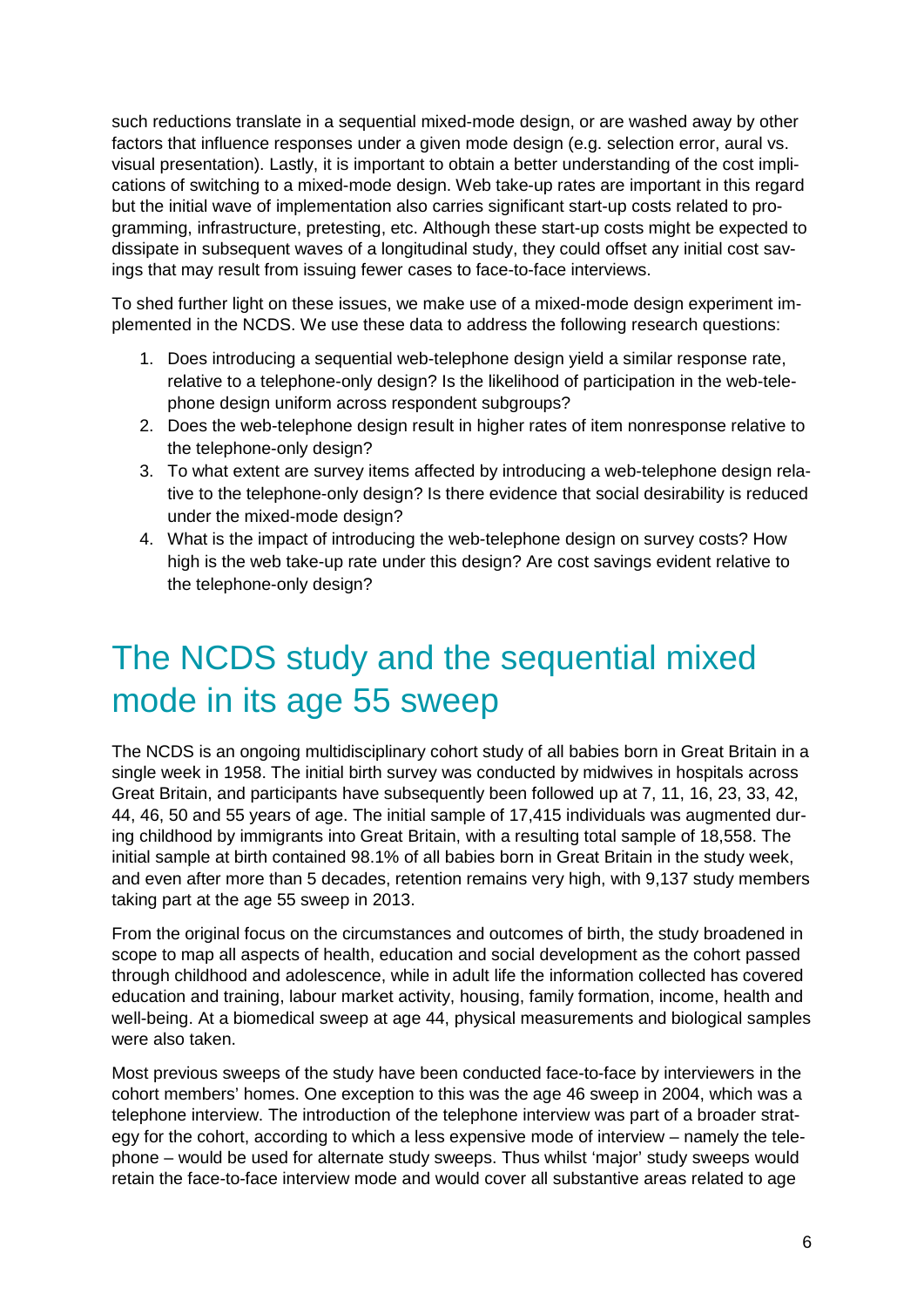such reductions translate in a sequential mixed-mode design, or are washed away by other factors that influence responses under a given mode design (e.g. selection error, aural vs. visual presentation). Lastly, it is important to obtain a better understanding of the cost implications of switching to a mixed-mode design. Web take-up rates are important in this regard but the initial wave of implementation also carries significant start-up costs related to programming, infrastructure, pretesting, etc. Although these start-up costs might be expected to dissipate in subsequent waves of a longitudinal study, they could offset any initial cost savings that may result from issuing fewer cases to face-to-face interviews.

To shed further light on these issues, we make use of a mixed-mode design experiment implemented in the NCDS. We use these data to address the following research questions:

1. Does introducing a sequential web-telephone design yield a similar response rate, relative to a telephone-only design? Is the likelihood of participation in the web-telephone design uniform across respondent subgroups?
2. Does the web-telephone design result in higher rates of item nonresponse relative to the telephone-only design?
3. To what extent are survey items affected by introducing a web-telephone design relative to the telephone-only design? Is there evidence that social desirability is reduced under the mixed-mode design?
4. What is the impact of introducing the web-telephone design on survey costs? How high is the web take-up rate under this design? Are cost savings evident relative to the telephone-only design?

# The NCDS study and the sequential mixed mode in its age 55 sweep

The NCDS is an ongoing multidisciplinary cohort study of all babies born in Great Britain in a single week in 1958. The initial birth survey was conducted by midwives in hospitals across Great Britain, and participants have subsequently been followed up at 7, 11, 16, 23, 33, 42, 44, 46, 50 and 55 years of age. The initial sample of 17,415 individuals was augmented during childhood by immigrants into Great Britain, with a resulting total sample of 18,558. The initial sample at birth contained 98.1% of all babies born in Great Britain in the study week, and even after more than 5 decades, retention remains very high, with 9,137 study members taking part at the age 55 sweep in 2013.

From the original focus on the circumstances and outcomes of birth, the study broadened in scope to map all aspects of health, education and social development as the cohort passed through childhood and adolescence, while in adult life the information collected has covered education and training, labour market activity, housing, family formation, income, health and well-being. At a biomedical sweep at age 44, physical measurements and biological samples were also taken.

Most previous sweeps of the study have been conducted face-to-face by interviewers in the cohort members' homes. One exception to this was the age 46 sweep in 2004, which was a telephone interview. The introduction of the telephone interview was part of a broader strategy for the cohort, according to which a less expensive mode of interview – namely the telephone – would be used for alternate study sweeps. Thus whilst 'major' study sweeps would retain the face-to-face interview mode and would cover all substantive areas related to age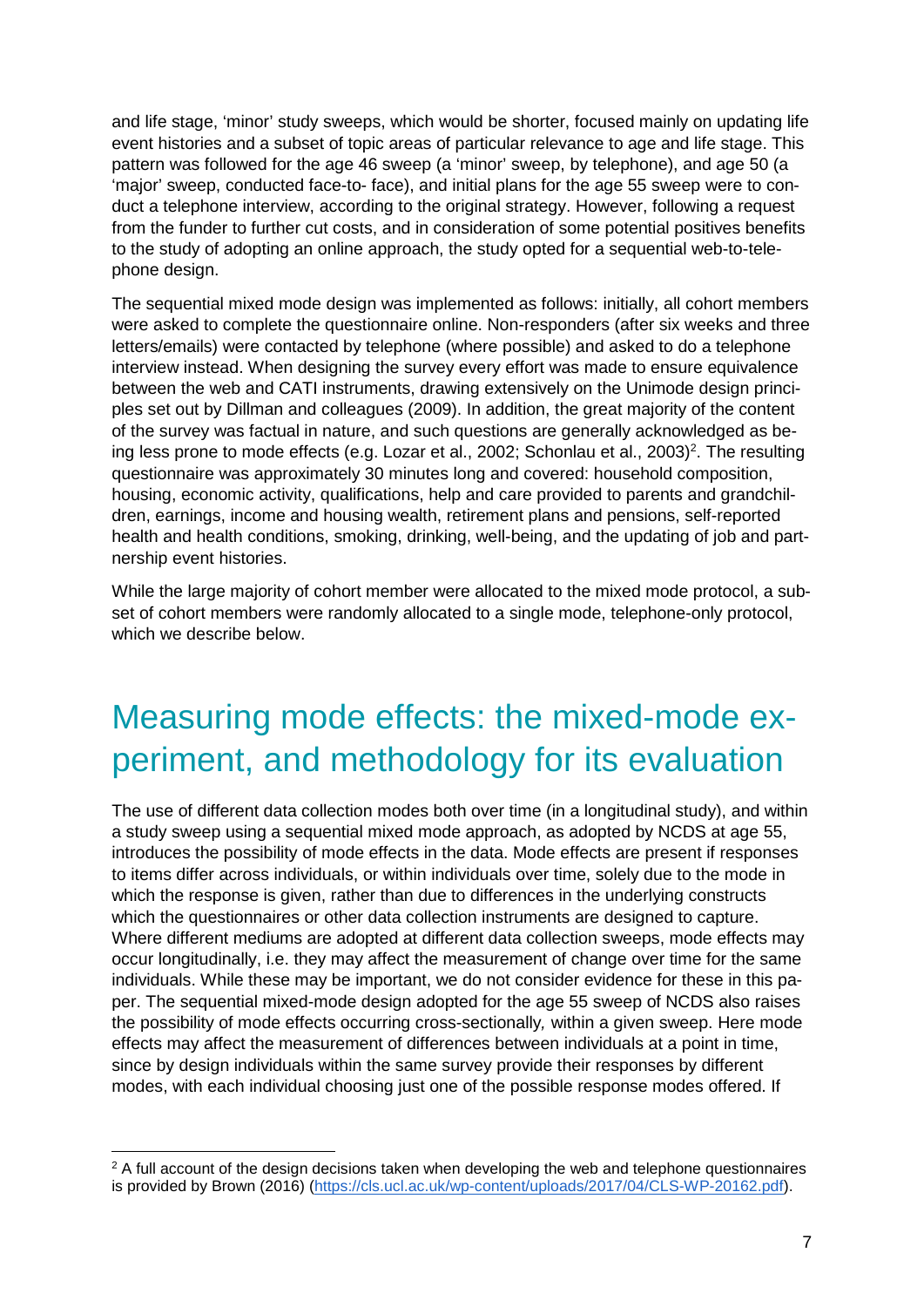and life stage, 'minor' study sweeps, which would be shorter, focused mainly on updating life event histories and a subset of topic areas of particular relevance to age and life stage. This pattern was followed for the age 46 sweep (a 'minor' sweep, by telephone), and age 50 (a 'major' sweep, conducted face-to- face), and initial plans for the age 55 sweep were to conduct a telephone interview, according to the original strategy. However, following a request from the funder to further cut costs, and in consideration of some potential positives benefits to the study of adopting an online approach, the study opted for a sequential web-to-telephone design.

The sequential mixed mode design was implemented as follows: initially, all cohort members were asked to complete the questionnaire online. Non-responders (after six weeks and three letters/emails) were contacted by telephone (where possible) and asked to do a telephone interview instead. When designing the survey every effort was made to ensure equivalence between the web and CATI instruments, drawing extensively on the Unimode design principles set out by Dillman and colleagues (2009). In addition, the great majority of the content of the survey was factual in nature, and such questions are generally acknowledged as being less prone to mode effects (e.g. Lozar et al., 2002; Schonlau et al., 2003)[2]. The resulting questionnaire was approximately 30 minutes long and covered: household composition, housing, economic activity, qualifications, help and care provided to parents and grandchildren, earnings, income and housing wealth, retirement plans and pensions, self-reported health and health conditions, smoking, drinking, well-being, and the updating of job and partnership event histories.

While the large majority of cohort member were allocated to the mixed mode protocol, a subset of cohort members were randomly allocated to a single mode, telephone-only protocol, which we describe below.

# Measuring mode effects: the mixed-mode experiment, and methodology for its evaluation

The use of different data collection modes both over time (in a longitudinal study), and within a study sweep using a sequential mixed mode approach, as adopted by NCDS at age 55, introduces the possibility of mode effects in the data. Mode effects are present if responses to items differ across individuals, or within individuals over time, solely due to the mode in which the response is given, rather than due to differences in the underlying constructs which the questionnaires or other data collection instruments are designed to capture. Where different mediums are adopted at different data collection sweeps, mode effects may occur longitudinally, i.e. they may affect the measurement of change over time for the same individuals. While these may be important, we do not consider evidence for these in this paper. The sequential mixed-mode design adopted for the age 55 sweep of NCDS also raises the possibility of mode effects occurring cross-sectionally*,* within a given sweep. Here mode effects may affect the measurement of differences between individuals at a point in time, since by design individuals within the same survey provide their responses by different modes, with each individual choosing just one of the possible response modes offered. If

[2] A full account of the design decisions taken when developing the web and telephone questionnaires is provided by Brown (2016) (https://cls.ucl.ac.uk/wp-content/uploads/2017/04/CLS-WP-20162.pdf).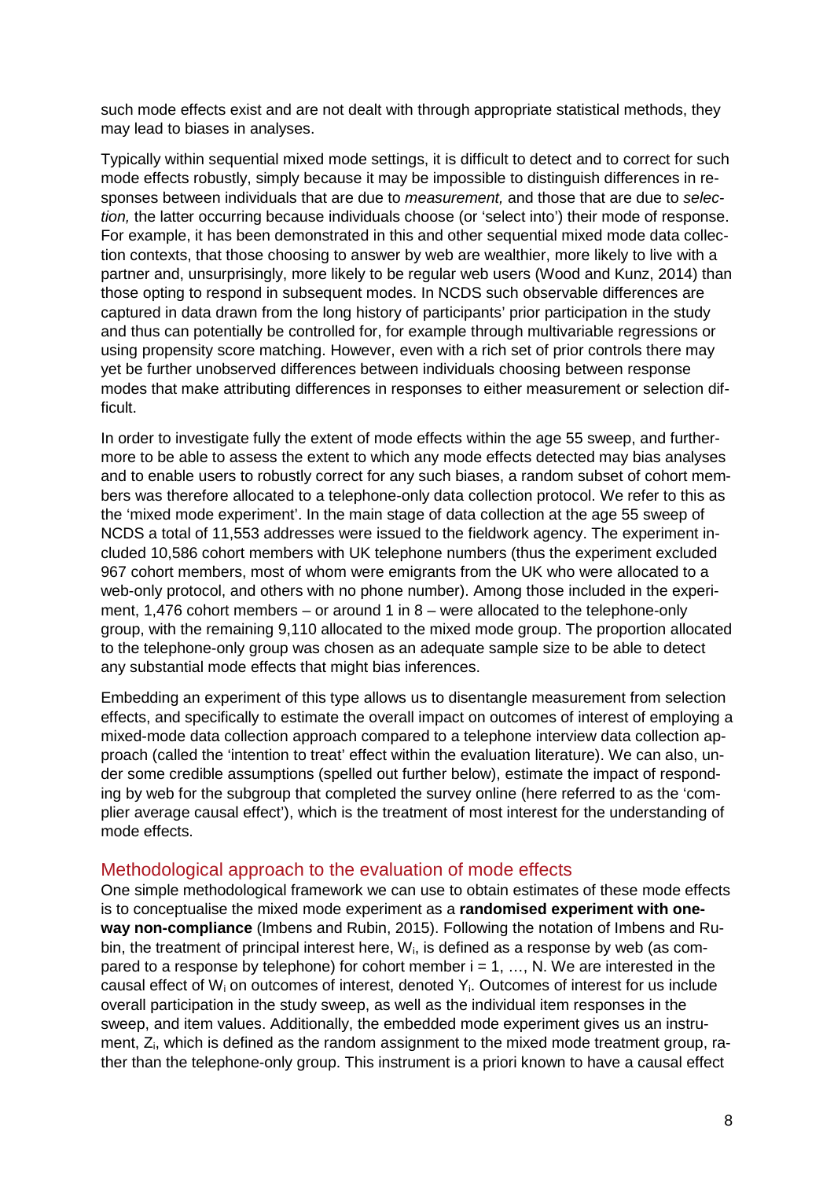such mode effects exist and are not dealt with through appropriate statistical methods, they may lead to biases in analyses.

Typically within sequential mixed mode settings, it is difficult to detect and to correct for such mode effects robustly, simply because it may be impossible to distinguish differences in responses between individuals that are due to *measurement,* and those that are due to *selection,* the latter occurring because individuals choose (or 'select into') their mode of response. For example, it has been demonstrated in this and other sequential mixed mode data collection contexts, that those choosing to answer by web are wealthier, more likely to live with a partner and, unsurprisingly, more likely to be regular web users (Wood and Kunz, 2014) than those opting to respond in subsequent modes. In NCDS such observable differences are captured in data drawn from the long history of participants' prior participation in the study and thus can potentially be controlled for, for example through multivariable regressions or using propensity score matching. However, even with a rich set of prior controls there may yet be further unobserved differences between individuals choosing between response modes that make attributing differences in responses to either measurement or selection difficult.

In order to investigate fully the extent of mode effects within the age 55 sweep, and furthermore to be able to assess the extent to which any mode effects detected may bias analyses and to enable users to robustly correct for any such biases, a random subset of cohort members was therefore allocated to a telephone-only data collection protocol. We refer to this as the 'mixed mode experiment'. In the main stage of data collection at the age 55 sweep of NCDS a total of 11,553 addresses were issued to the fieldwork agency. The experiment included 10,586 cohort members with UK telephone numbers (thus the experiment excluded 967 cohort members, most of whom were emigrants from the UK who were allocated to a web-only protocol, and others with no phone number). Among those included in the experiment, 1,476 cohort members – or around 1 in 8 – were allocated to the telephone-only group, with the remaining 9,110 allocated to the mixed mode group. The proportion allocated to the telephone-only group was chosen as an adequate sample size to be able to detect any substantial mode effects that might bias inferences.

Embedding an experiment of this type allows us to disentangle measurement from selection effects, and specifically to estimate the overall impact on outcomes of interest of employing a mixed-mode data collection approach compared to a telephone interview data collection approach (called the 'intention to treat' effect within the evaluation literature). We can also, under some credible assumptions (spelled out further below), estimate the impact of responding by web for the subgroup that completed the survey online (here referred to as the 'complier average causal effect'), which is the treatment of most interest for the understanding of mode effects.

## Methodological approach to the evaluation of mode effects

One simple methodological framework we can use to obtain estimates of these mode effects is to conceptualise the mixed mode experiment as a **randomised experiment with one-way non-compliance** (Imbens and Rubin, 2015). Following the notation of Imbens and Rubin, the treatment of principal interest here, $W_i$, is defined as a response by web (as compared to a response by telephone) for cohort member $i = 1, \ldots, N$. We are interested in the causal effect of $W_i$ on outcomes of interest, denoted $Y_i$. Outcomes of interest for us include overall participation in the study sweep, as well as the individual item responses in the sweep, and item values. Additionally, the embedded mode experiment gives us an instrument, $Z_i$, which is defined as the random assignment to the mixed mode treatment group, rather than the telephone-only group. This instrument is a priori known to have a causal effect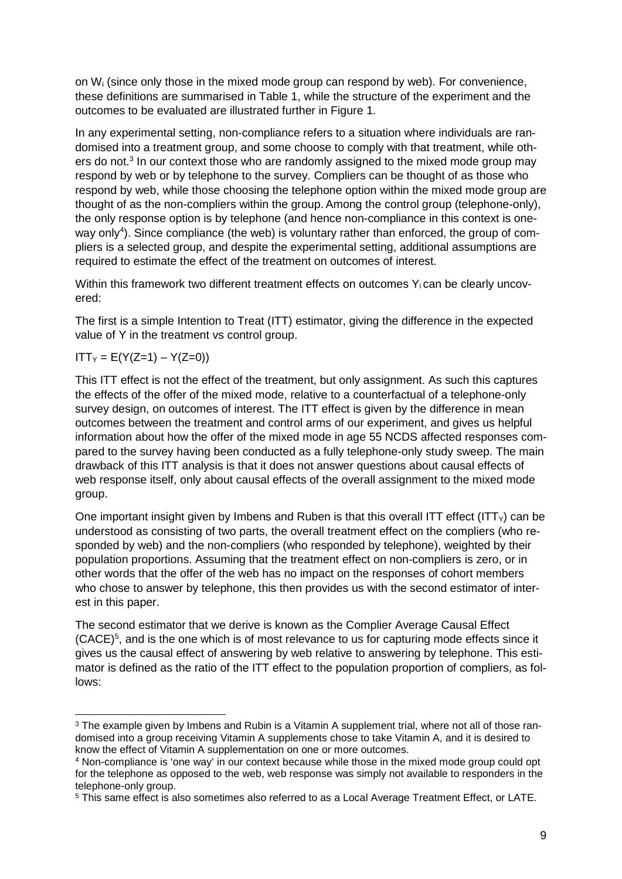on $W_i$ (since only those in the mixed mode group can respond by web). For convenience, these definitions are summarised in Table 1, while the structure of the experiment and the outcomes to be evaluated are illustrated further in Figure 1.

In any experimental setting, non-compliance refers to a situation where individuals are randomised into a treatment group, and some choose to comply with that treatment, while others do not.[3] In our context those who are randomly assigned to the mixed mode group may respond by web or by telephone to the survey. Compliers can be thought of as those who respond by web, while those choosing the telephone option within the mixed mode group are thought of as the non-compliers within the group. Among the control group (telephone-only), the only response option is by telephone (and hence non-compliance in this context is one-way only[4]). Since compliance (the web) is voluntary rather than enforced, the group of compliers is a selected group, and despite the experimental setting, additional assumptions are required to estimate the effect of the treatment on outcomes of interest.

Within this framework two different treatment effects on outcomes $Y_i$ can be clearly uncovered:

The first is a simple Intention to Treat (ITT) estimator, giving the difference in the expected value of Y in the treatment vs control group.

$ITT_Y = E(Y(Z{=}1) – Y(Z{=}0))$

This ITT effect is not the effect of the treatment, but only assignment. As such this captures the effects of the offer of the mixed mode, relative to a counterfactual of a telephone-only survey design, on outcomes of interest. The ITT effect is given by the difference in mean outcomes between the treatment and control arms of our experiment, and gives us helpful information about how the offer of the mixed mode in age 55 NCDS affected responses compared to the survey having been conducted as a fully telephone-only study sweep. The main drawback of this ITT analysis is that it does not answer questions about causal effects of web response itself, only about causal effects of the overall assignment to the mixed mode group.

One important insight given by Imbens and Ruben is that this overall ITT effect ($ITT_Y$) can be understood as consisting of two parts, the overall treatment effect on the compliers (who responded by web) and the non-compliers (who responded by telephone), weighted by their population proportions. Assuming that the treatment effect on non-compliers is zero, or in other words that the offer of the web has no impact on the responses of cohort members who chose to answer by telephone, this then provides us with the second estimator of interest in this paper.

The second estimator that we derive is known as the Complier Average Causal Effect (CACE)[5], and is the one which is of most relevance to us for capturing mode effects since it gives us the causal effect of answering by web relative to answering by telephone. This estimator is defined as the ratio of the ITT effect to the population proportion of compliers, as follows:

---

[3] The example given by Imbens and Rubin is a Vitamin A supplement trial, where not all of those randomised into a group receiving Vitamin A supplements chose to take Vitamin A, and it is desired to know the effect of Vitamin A supplementation on one or more outcomes.

[4] Non-compliance is 'one way' in our context because while those in the mixed mode group could opt for the telephone as opposed to the web, web response was simply not available to responders in the telephone-only group.

[5] This same effect is also sometimes also referred to as a Local Average Treatment Effect, or LATE.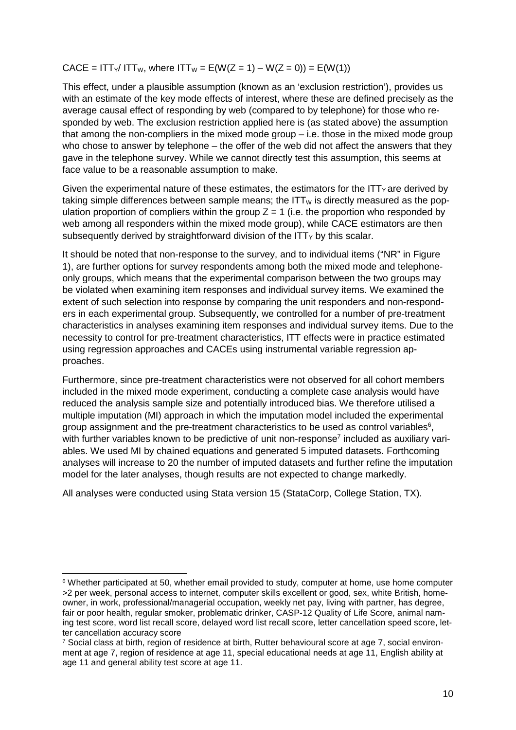$CACE = ITT_Y / ITT_W$, where $ITT_W = E(W(Z = 1) – W(Z = 0)) = E(W(1))$

This effect, under a plausible assumption (known as an 'exclusion restriction'), provides us with an estimate of the key mode effects of interest, where these are defined precisely as the average causal effect of responding by web (compared to by telephone) for those who responded by web. The exclusion restriction applied here is (as stated above) the assumption that among the non-compliers in the mixed mode group – i.e. those in the mixed mode group who chose to answer by telephone – the offer of the web did not affect the answers that they gave in the telephone survey. While we cannot directly test this assumption, this seems at face value to be a reasonable assumption to make.

Given the experimental nature of these estimates, the estimators for the $ITT_Y$ are derived by taking simple differences between sample means; the $ITT_W$ is directly measured as the population proportion of compliers within the group $Z = 1$ (i.e. the proportion who responded by web among all responders within the mixed mode group), while CACE estimators are then subsequently derived by straightforward division of the $ITT_Y$ by this scalar.

It should be noted that non-response to the survey, and to individual items ("NR" in Figure 1), are further options for survey respondents among both the mixed mode and telephone-only groups, which means that the experimental comparison between the two groups may be violated when examining item responses and individual survey items. We examined the extent of such selection into response by comparing the unit responders and non-responders in each experimental group. Subsequently, we controlled for a number of pre-treatment characteristics in analyses examining item responses and individual survey items. Due to the necessity to control for pre-treatment characteristics, ITT effects were in practice estimated using regression approaches and CACEs using instrumental variable regression approaches.

Furthermore, since pre-treatment characteristics were not observed for all cohort members included in the mixed mode experiment, conducting a complete case analysis would have reduced the analysis sample size and potentially introduced bias. We therefore utilised a multiple imputation (MI) approach in which the imputation model included the experimental group assignment and the pre-treatment characteristics to be used as control variables[6], with further variables known to be predictive of unit non-response[7] included as auxiliary variables. We used MI by chained equations and generated 5 imputed datasets. Forthcoming analyses will increase to 20 the number of imputed datasets and further refine the imputation model for the later analyses, though results are not expected to change markedly.

All analyses were conducted using Stata version 15 (StataCorp, College Station, TX).

---

[6] Whether participated at 50, whether email provided to study, computer at home, use home computer >2 per week, personal access to internet, computer skills excellent or good, sex, white British, homeowner, in work, professional/managerial occupation, weekly net pay, living with partner, has degree, fair or poor health, regular smoker, problematic drinker, CASP-12 Quality of Life Score, animal naming test score, word list recall score, delayed word list recall score, letter cancellation speed score, letter cancellation accuracy score

[7] Social class at birth, region of residence at birth, Rutter behavioural score at age 7, social environment at age 7, region of residence at age 11, special educational needs at age 11, English ability at age 11 and general ability test score at age 11.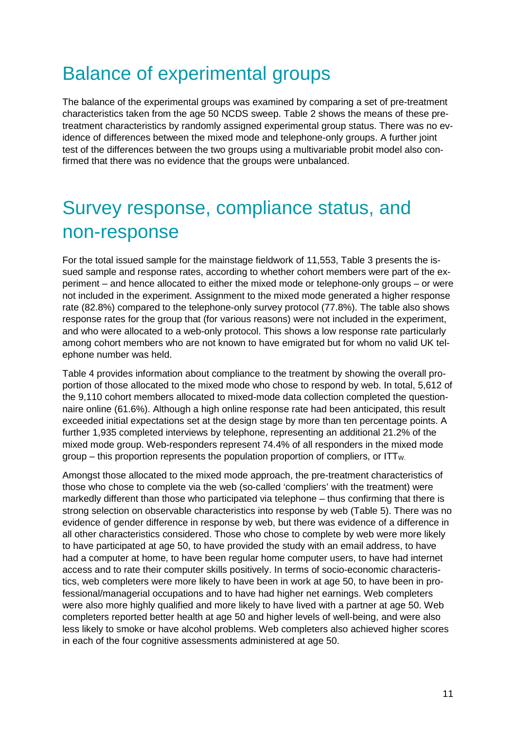# Balance of experimental groups

The balance of the experimental groups was examined by comparing a set of pre-treatment characteristics taken from the age 50 NCDS sweep. Table 2 shows the means of these pre-treatment characteristics by randomly assigned experimental group status. There was no evidence of differences between the mixed mode and telephone-only groups. A further joint test of the differences between the two groups using a multivariable probit model also confirmed that there was no evidence that the groups were unbalanced.

# Survey response, compliance status, and non-response

For the total issued sample for the mainstage fieldwork of 11,553, Table 3 presents the issued sample and response rates, according to whether cohort members were part of the experiment – and hence allocated to either the mixed mode or telephone-only groups – or were not included in the experiment. Assignment to the mixed mode generated a higher response rate (82.8%) compared to the telephone-only survey protocol (77.8%). The table also shows response rates for the group that (for various reasons) were not included in the experiment, and who were allocated to a web-only protocol. This shows a low response rate particularly among cohort members who are not known to have emigrated but for whom no valid UK telephone number was held.

Table 4 provides information about compliance to the treatment by showing the overall proportion of those allocated to the mixed mode who chose to respond by web. In total, 5,612 of the 9,110 cohort members allocated to mixed-mode data collection completed the questionnaire online (61.6%). Although a high online response rate had been anticipated, this result exceeded initial expectations set at the design stage by more than ten percentage points. A further 1,935 completed interviews by telephone, representing an additional 21.2% of the mixed mode group. Web-responders represent 74.4% of all responders in the mixed mode group – this proportion represents the population proportion of compliers, or $ITT_W$.

Amongst those allocated to the mixed mode approach, the pre-treatment characteristics of those who chose to complete via the web (so-called 'compliers' with the treatment) were markedly different than those who participated via telephone – thus confirming that there is strong selection on observable characteristics into response by web (Table 5). There was no evidence of gender difference in response by web, but there was evidence of a difference in all other characteristics considered. Those who chose to complete by web were more likely to have participated at age 50, to have provided the study with an email address, to have had a computer at home, to have been regular home computer users, to have had internet access and to rate their computer skills positively. In terms of socio-economic characteristics, web completers were more likely to have been in work at age 50, to have been in professional/managerial occupations and to have had higher net earnings. Web completers were also more highly qualified and more likely to have lived with a partner at age 50. Web completers reported better health at age 50 and higher levels of well-being, and were also less likely to smoke or have alcohol problems. Web completers also achieved higher scores in each of the four cognitive assessments administered at age 50.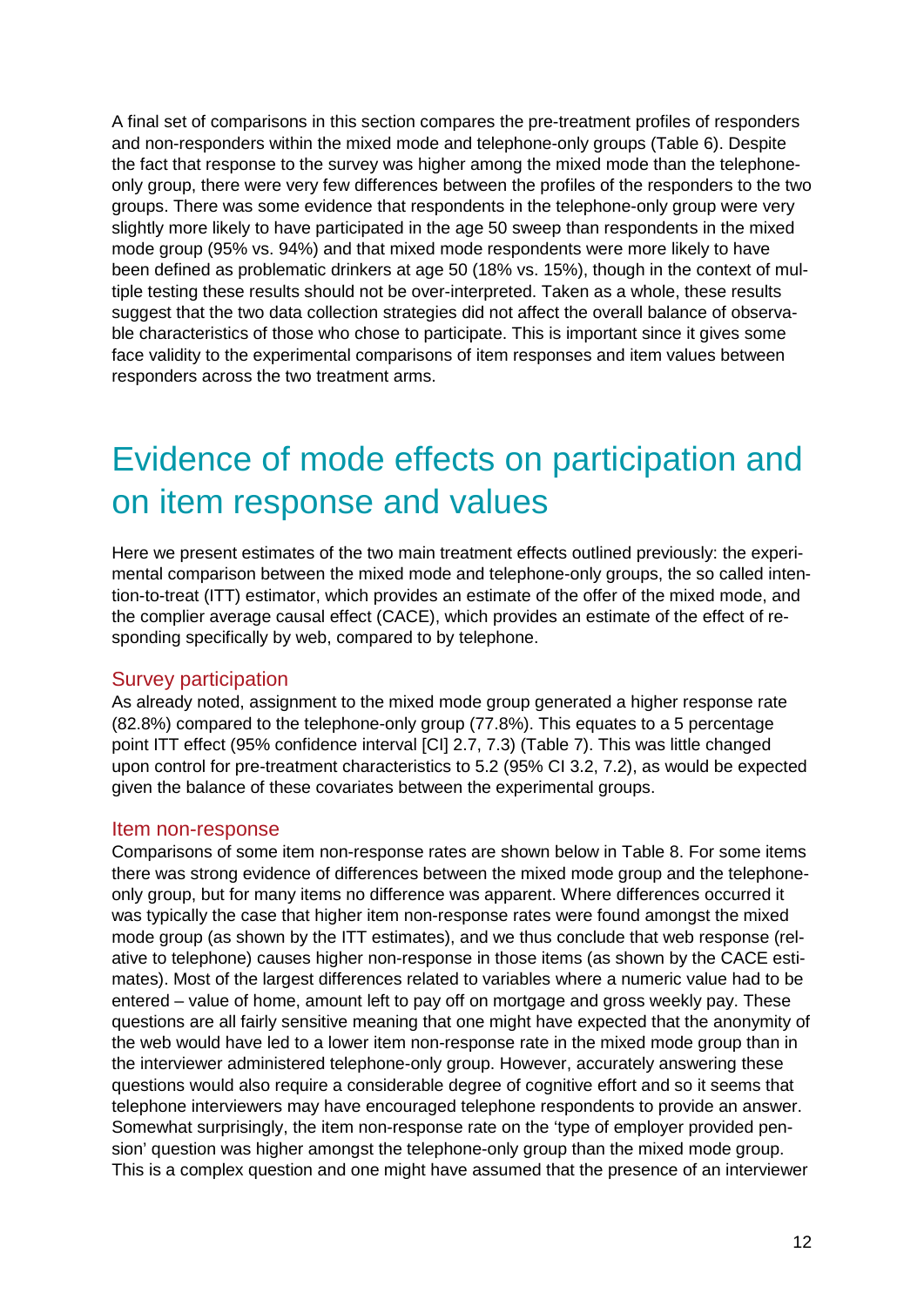A final set of comparisons in this section compares the pre-treatment profiles of responders and non-responders within the mixed mode and telephone-only groups (Table 6). Despite the fact that response to the survey was higher among the mixed mode than the telephone-only group, there were very few differences between the profiles of the responders to the two groups. There was some evidence that respondents in the telephone-only group were very slightly more likely to have participated in the age 50 sweep than respondents in the mixed mode group (95% vs. 94%) and that mixed mode respondents were more likely to have been defined as problematic drinkers at age 50 (18% vs. 15%), though in the context of multiple testing these results should not be over-interpreted. Taken as a whole, these results suggest that the two data collection strategies did not affect the overall balance of observable characteristics of those who chose to participate. This is important since it gives some face validity to the experimental comparisons of item responses and item values between responders across the two treatment arms.

# Evidence of mode effects on participation and on item response and values

Here we present estimates of the two main treatment effects outlined previously: the experimental comparison between the mixed mode and telephone-only groups, the so called intention-to-treat (ITT) estimator, which provides an estimate of the offer of the mixed mode, and the complier average causal effect (CACE), which provides an estimate of the effect of responding specifically by web, compared to by telephone.

## Survey participation

As already noted, assignment to the mixed mode group generated a higher response rate (82.8%) compared to the telephone-only group (77.8%). This equates to a 5 percentage point ITT effect (95% confidence interval [CI] 2.7, 7.3) (Table 7). This was little changed upon control for pre-treatment characteristics to 5.2 (95% CI 3.2, 7.2), as would be expected given the balance of these covariates between the experimental groups.

## Item non-response

Comparisons of some item non-response rates are shown below in Table 8. For some items there was strong evidence of differences between the mixed mode group and the telephone-only group, but for many items no difference was apparent. Where differences occurred it was typically the case that higher item non-response rates were found amongst the mixed mode group (as shown by the ITT estimates), and we thus conclude that web response (relative to telephone) causes higher non-response in those items (as shown by the CACE estimates). Most of the largest differences related to variables where a numeric value had to be entered – value of home, amount left to pay off on mortgage and gross weekly pay. These questions are all fairly sensitive meaning that one might have expected that the anonymity of the web would have led to a lower item non-response rate in the mixed mode group than in the interviewer administered telephone-only group. However, accurately answering these questions would also require a considerable degree of cognitive effort and so it seems that telephone interviewers may have encouraged telephone respondents to provide an answer. Somewhat surprisingly, the item non-response rate on the 'type of employer provided pension' question was higher amongst the telephone-only group than the mixed mode group. This is a complex question and one might have assumed that the presence of an interviewer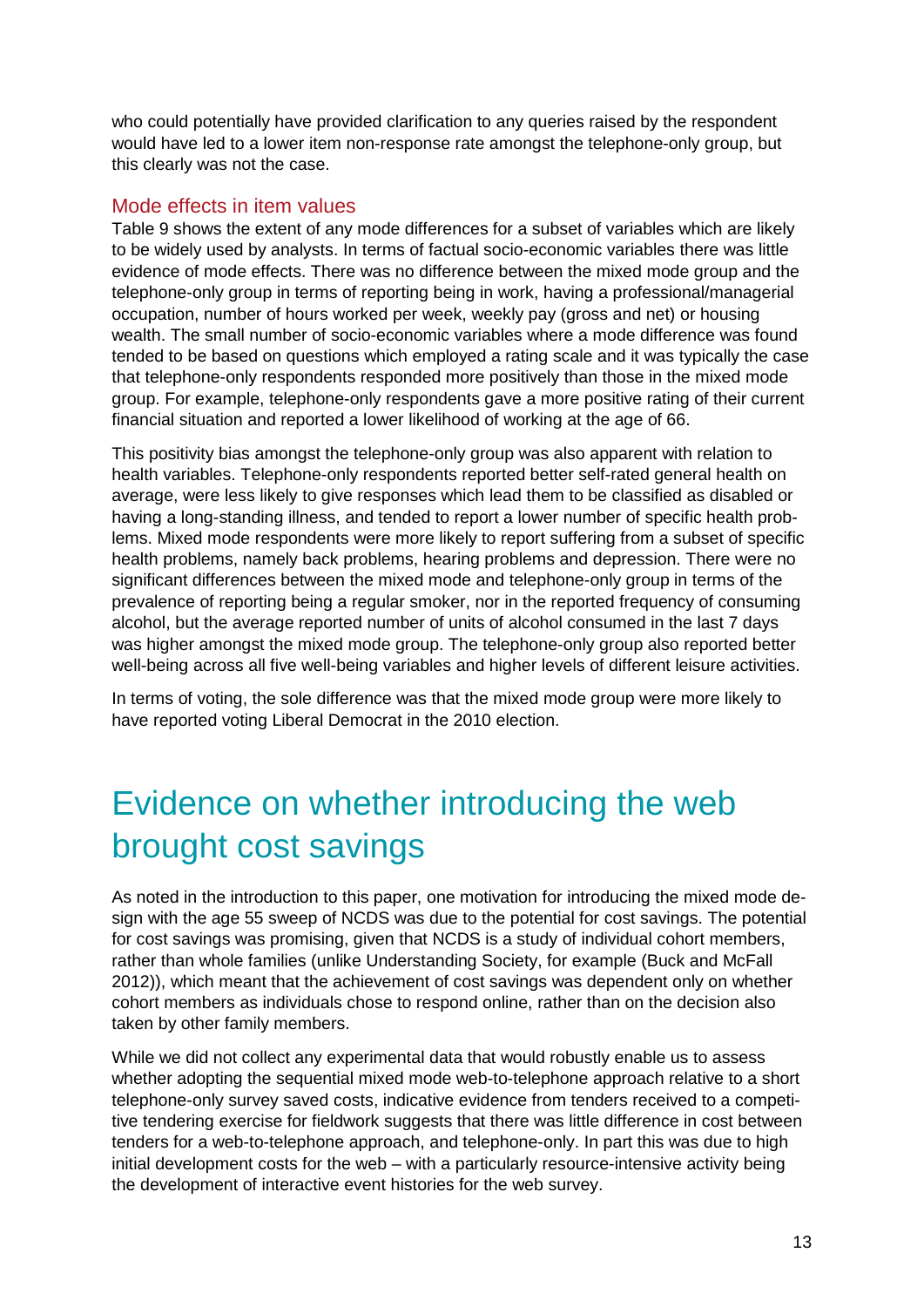who could potentially have provided clarification to any queries raised by the respondent would have led to a lower item non-response rate amongst the telephone-only group, but this clearly was not the case.

### Mode effects in item values

Table 9 shows the extent of any mode differences for a subset of variables which are likely to be widely used by analysts. In terms of factual socio-economic variables there was little evidence of mode effects. There was no difference between the mixed mode group and the telephone-only group in terms of reporting being in work, having a professional/managerial occupation, number of hours worked per week, weekly pay (gross and net) or housing wealth. The small number of socio-economic variables where a mode difference was found tended to be based on questions which employed a rating scale and it was typically the case that telephone-only respondents responded more positively than those in the mixed mode group. For example, telephone-only respondents gave a more positive rating of their current financial situation and reported a lower likelihood of working at the age of 66.

This positivity bias amongst the telephone-only group was also apparent with relation to health variables. Telephone-only respondents reported better self-rated general health on average, were less likely to give responses which lead them to be classified as disabled or having a long-standing illness, and tended to report a lower number of specific health problems. Mixed mode respondents were more likely to report suffering from a subset of specific health problems, namely back problems, hearing problems and depression. There were no significant differences between the mixed mode and telephone-only group in terms of the prevalence of reporting being a regular smoker, nor in the reported frequency of consuming alcohol, but the average reported number of units of alcohol consumed in the last 7 days was higher amongst the mixed mode group. The telephone-only group also reported better well-being across all five well-being variables and higher levels of different leisure activities.

In terms of voting, the sole difference was that the mixed mode group were more likely to have reported voting Liberal Democrat in the 2010 election.

# Evidence on whether introducing the web brought cost savings

As noted in the introduction to this paper, one motivation for introducing the mixed mode design with the age 55 sweep of NCDS was due to the potential for cost savings. The potential for cost savings was promising, given that NCDS is a study of individual cohort members, rather than whole families (unlike Understanding Society, for example (Buck and McFall 2012)), which meant that the achievement of cost savings was dependent only on whether cohort members as individuals chose to respond online, rather than on the decision also taken by other family members.

While we did not collect any experimental data that would robustly enable us to assess whether adopting the sequential mixed mode web-to-telephone approach relative to a short telephone-only survey saved costs, indicative evidence from tenders received to a competitive tendering exercise for fieldwork suggests that there was little difference in cost between tenders for a web-to-telephone approach, and telephone-only. In part this was due to high initial development costs for the web – with a particularly resource-intensive activity being the development of interactive event histories for the web survey.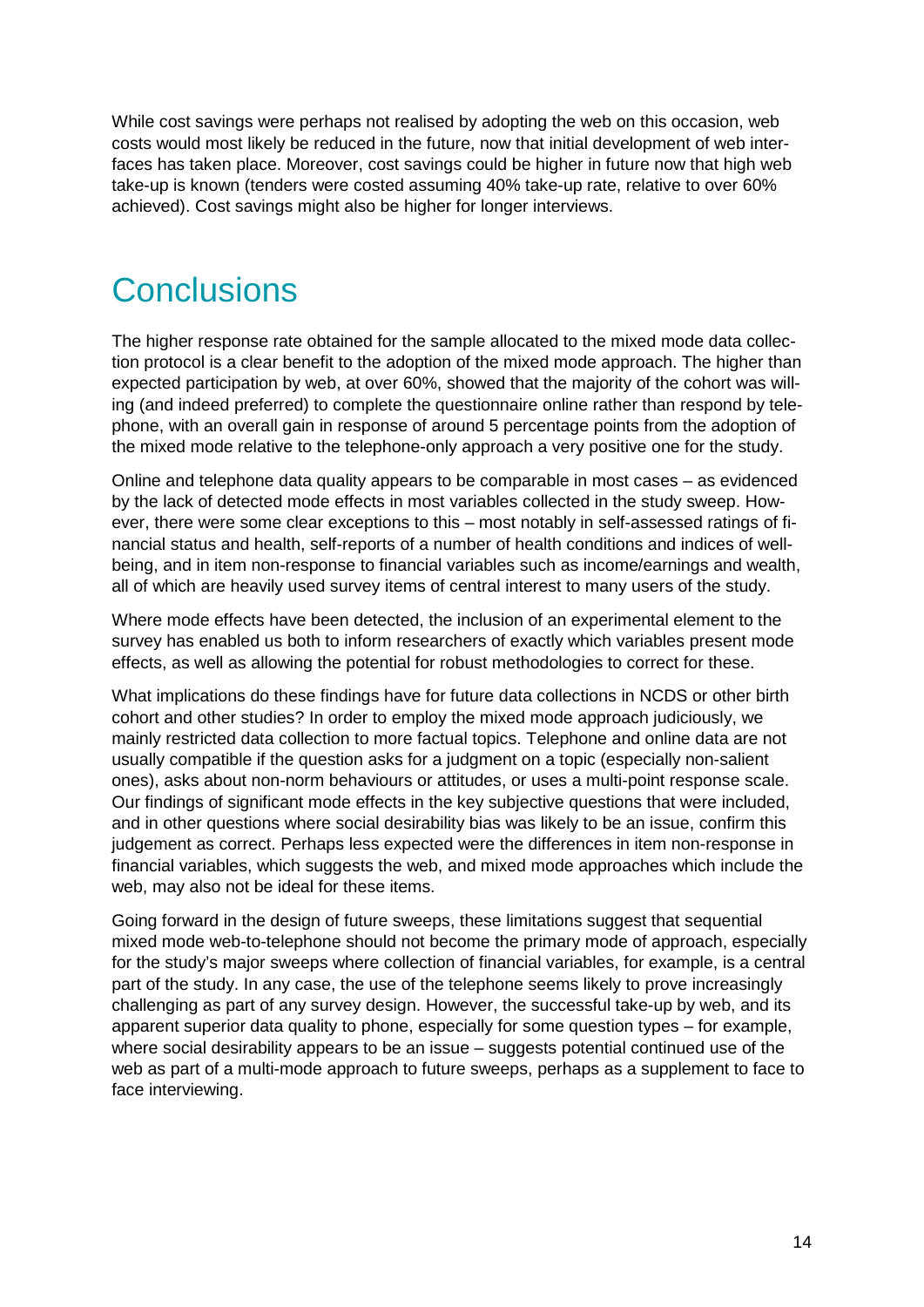While cost savings were perhaps not realised by adopting the web on this occasion, web costs would most likely be reduced in the future, now that initial development of web interfaces has taken place. Moreover, cost savings could be higher in future now that high web take-up is known (tenders were costed assuming 40% take-up rate, relative to over 60% achieved). Cost savings might also be higher for longer interviews.

# Conclusions

The higher response rate obtained for the sample allocated to the mixed mode data collection protocol is a clear benefit to the adoption of the mixed mode approach. The higher than expected participation by web, at over 60%, showed that the majority of the cohort was willing (and indeed preferred) to complete the questionnaire online rather than respond by telephone, with an overall gain in response of around 5 percentage points from the adoption of the mixed mode relative to the telephone-only approach a very positive one for the study.

Online and telephone data quality appears to be comparable in most cases – as evidenced by the lack of detected mode effects in most variables collected in the study sweep. However, there were some clear exceptions to this – most notably in self-assessed ratings of financial status and health, self-reports of a number of health conditions and indices of well-being, and in item non-response to financial variables such as income/earnings and wealth, all of which are heavily used survey items of central interest to many users of the study.

Where mode effects have been detected, the inclusion of an experimental element to the survey has enabled us both to inform researchers of exactly which variables present mode effects, as well as allowing the potential for robust methodologies to correct for these.

What implications do these findings have for future data collections in NCDS or other birth cohort and other studies? In order to employ the mixed mode approach judiciously, we mainly restricted data collection to more factual topics. Telephone and online data are not usually compatible if the question asks for a judgment on a topic (especially non-salient ones), asks about non-norm behaviours or attitudes, or uses a multi-point response scale. Our findings of significant mode effects in the key subjective questions that were included, and in other questions where social desirability bias was likely to be an issue, confirm this judgement as correct. Perhaps less expected were the differences in item non-response in financial variables, which suggests the web, and mixed mode approaches which include the web, may also not be ideal for these items.

Going forward in the design of future sweeps, these limitations suggest that sequential mixed mode web-to-telephone should not become the primary mode of approach, especially for the study's major sweeps where collection of financial variables, for example, is a central part of the study. In any case, the use of the telephone seems likely to prove increasingly challenging as part of any survey design. However, the successful take-up by web, and its apparent superior data quality to phone, especially for some question types – for example, where social desirability appears to be an issue – suggests potential continued use of the web as part of a multi-mode approach to future sweeps, perhaps as a supplement to face to face interviewing.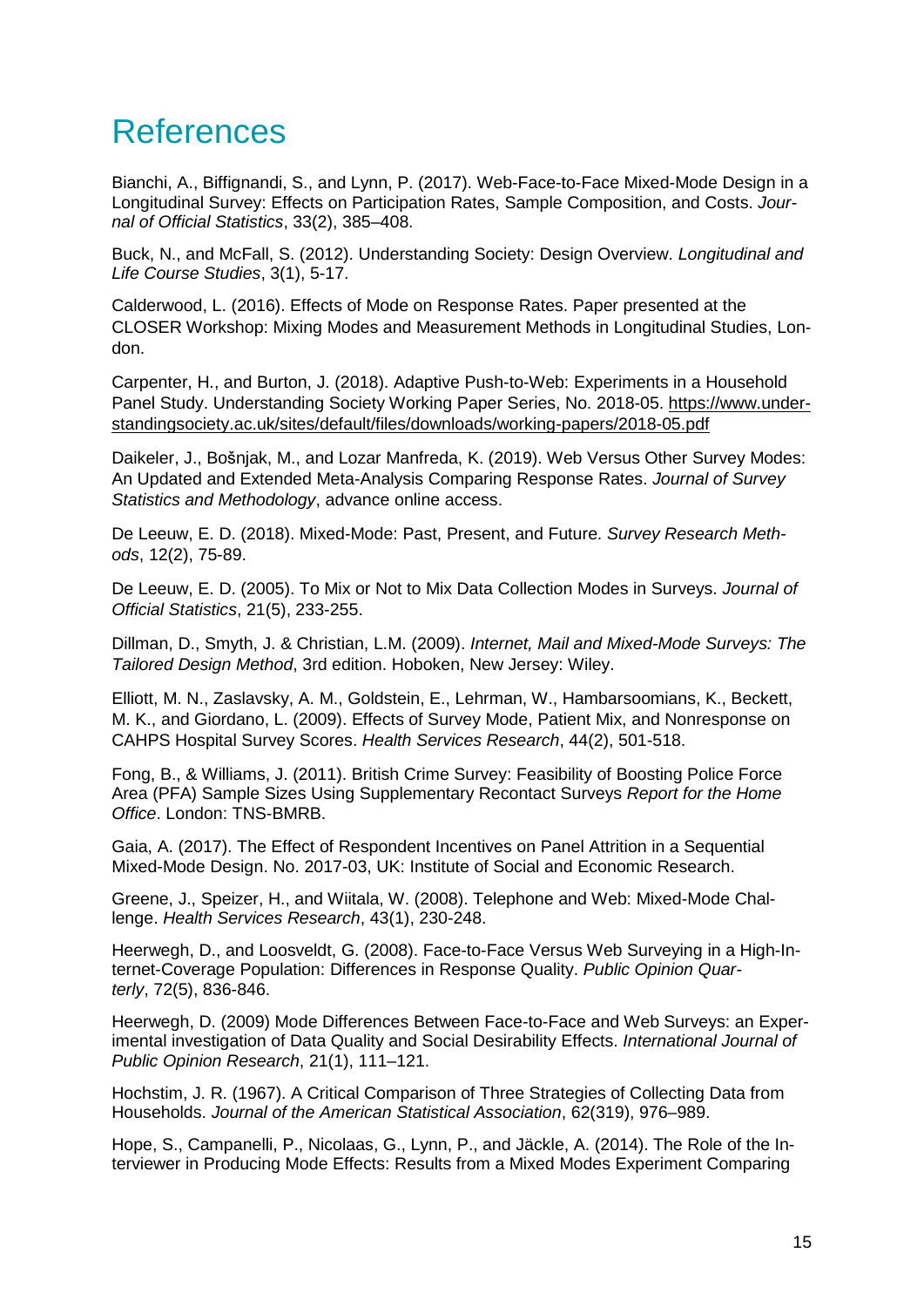# References

Bianchi, A., Biffignandi, S., and Lynn, P. (2017). Web-Face-to-Face Mixed-Mode Design in a Longitudinal Survey: Effects on Participation Rates, Sample Composition, and Costs. *Journal of Official Statistics*, 33(2), 385–408.

Buck, N., and McFall, S. (2012). Understanding Society: Design Overview. *Longitudinal and Life Course Studies*, 3(1), 5-17.

Calderwood, L. (2016). Effects of Mode on Response Rates. Paper presented at the CLOSER Workshop: Mixing Modes and Measurement Methods in Longitudinal Studies, London.

Carpenter, H., and Burton, J. (2018). Adaptive Push-to-Web: Experiments in a Household Panel Study. Understanding Society Working Paper Series, No. 2018-05. https://www.understandingsociety.ac.uk/sites/default/files/downloads/working-papers/2018-05.pdf

Daikeler, J., Bošnjak, M., and Lozar Manfreda, K. (2019). Web Versus Other Survey Modes: An Updated and Extended Meta-Analysis Comparing Response Rates. *Journal of Survey Statistics and Methodology*, advance online access.

De Leeuw, E. D. (2018). Mixed-Mode: Past, Present, and Future. *Survey Research Methods*, 12(2), 75-89.

De Leeuw, E. D. (2005). To Mix or Not to Mix Data Collection Modes in Surveys. *Journal of Official Statistics*, 21(5), 233-255.

Dillman, D., Smyth, J. & Christian, L.M. (2009). *Internet, Mail and Mixed-Mode Surveys: The Tailored Design Method*, 3rd edition. Hoboken, New Jersey: Wiley.

Elliott, M. N., Zaslavsky, A. M., Goldstein, E., Lehrman, W., Hambarsoomians, K., Beckett, M. K., and Giordano, L. (2009). Effects of Survey Mode, Patient Mix, and Nonresponse on CAHPS Hospital Survey Scores. *Health Services Research*, 44(2), 501-518.

Fong, B., & Williams, J. (2011). British Crime Survey: Feasibility of Boosting Police Force Area (PFA) Sample Sizes Using Supplementary Recontact Surveys *Report for the Home Office*. London: TNS-BMRB.

Gaia, A. (2017). The Effect of Respondent Incentives on Panel Attrition in a Sequential Mixed-Mode Design. No. 2017-03, UK: Institute of Social and Economic Research.

Greene, J., Speizer, H., and Wiitala, W. (2008). Telephone and Web: Mixed-Mode Challenge. *Health Services Research*, 43(1), 230-248.

Heerwegh, D., and Loosveldt, G. (2008). Face-to-Face Versus Web Surveying in a High-Internet-Coverage Population: Differences in Response Quality. *Public Opinion Quarterly*, 72(5), 836-846.

Heerwegh, D. (2009) Mode Differences Between Face-to-Face and Web Surveys: an Experimental investigation of Data Quality and Social Desirability Effects. *International Journal of Public Opinion Research*, 21(1), 111–121.

Hochstim, J. R. (1967). A Critical Comparison of Three Strategies of Collecting Data from Households. *Journal of the American Statistical Association*, 62(319), 976–989.

Hope, S., Campanelli, P., Nicolaas, G., Lynn, P., and Jäckle, A. (2014). The Role of the Interviewer in Producing Mode Effects: Results from a Mixed Modes Experiment Comparing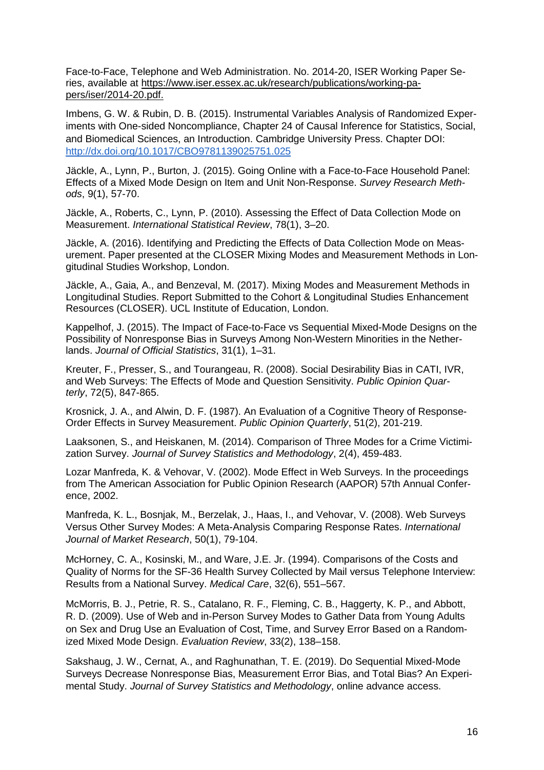Face-to-Face, Telephone and Web Administration. No. 2014-20, ISER Working Paper Series, available at https://www.iser.essex.ac.uk/research/publications/working-papers/iser/2014-20.pdf.

Imbens, G. W. & Rubin, D. B. (2015). Instrumental Variables Analysis of Randomized Experiments with One-sided Noncompliance, Chapter 24 of Causal Inference for Statistics, Social, and Biomedical Sciences, an Introduction. Cambridge University Press. Chapter DOI: http://dx.doi.org/10.1017/CBO9781139025751.025

Jäckle, A., Lynn, P., Burton, J. (2015). Going Online with a Face-to-Face Household Panel: Effects of a Mixed Mode Design on Item and Unit Non-Response. *Survey Research Methods*, 9(1), 57-70.

Jäckle, A., Roberts, C., Lynn, P. (2010). Assessing the Effect of Data Collection Mode on Measurement. *International Statistical Review*, 78(1), 3–20.

Jäckle, A. (2016). Identifying and Predicting the Effects of Data Collection Mode on Measurement. Paper presented at the CLOSER Mixing Modes and Measurement Methods in Longitudinal Studies Workshop, London.

Jäckle, A., Gaia, A., and Benzeval, M. (2017). Mixing Modes and Measurement Methods in Longitudinal Studies. Report Submitted to the Cohort & Longitudinal Studies Enhancement Resources (CLOSER). UCL Institute of Education, London.

Kappelhof, J. (2015). The Impact of Face-to-Face vs Sequential Mixed-Mode Designs on the Possibility of Nonresponse Bias in Surveys Among Non-Western Minorities in the Netherlands. *Journal of Official Statistics*, 31(1), 1–31.

Kreuter, F., Presser, S., and Tourangeau, R. (2008). Social Desirability Bias in CATI, IVR, and Web Surveys: The Effects of Mode and Question Sensitivity. *Public Opinion Quarterly*, 72(5), 847-865.

Krosnick, J. A., and Alwin, D. F. (1987). An Evaluation of a Cognitive Theory of Response-Order Effects in Survey Measurement. *Public Opinion Quarterly*, 51(2), 201-219.

Laaksonen, S., and Heiskanen, M. (2014). Comparison of Three Modes for a Crime Victimization Survey. *Journal of Survey Statistics and Methodology*, 2(4), 459-483.

Lozar Manfreda, K. & Vehovar, V. (2002). Mode Effect in Web Surveys. In the proceedings from The American Association for Public Opinion Research (AAPOR) 57th Annual Conference, 2002.

Manfreda, K. L., Bosnjak, M., Berzelak, J., Haas, I., and Vehovar, V. (2008). Web Surveys Versus Other Survey Modes: A Meta-Analysis Comparing Response Rates. *International Journal of Market Research*, 50(1), 79-104.

McHorney, C. A., Kosinski, M., and Ware, J.E. Jr. (1994). Comparisons of the Costs and Quality of Norms for the SF-36 Health Survey Collected by Mail versus Telephone Interview: Results from a National Survey. *Medical Care*, 32(6), 551–567.

McMorris, B. J., Petrie, R. S., Catalano, R. F., Fleming, C. B., Haggerty, K. P., and Abbott, R. D. (2009). Use of Web and in-Person Survey Modes to Gather Data from Young Adults on Sex and Drug Use an Evaluation of Cost, Time, and Survey Error Based on a Randomized Mixed Mode Design. *Evaluation Review*, 33(2), 138–158.

Sakshaug, J. W., Cernat, A., and Raghunathan, T. E. (2019). Do Sequential Mixed-Mode Surveys Decrease Nonresponse Bias, Measurement Error Bias, and Total Bias? An Experimental Study. *Journal of Survey Statistics and Methodology*, online advance access.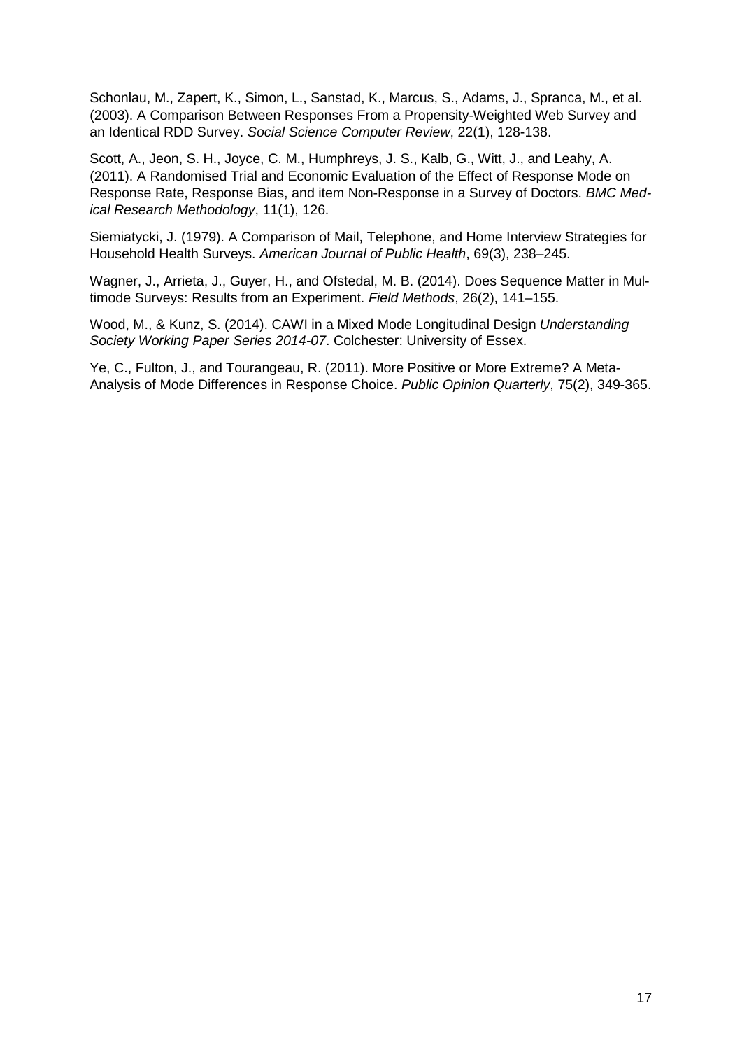Schonlau, M., Zapert, K., Simon, L., Sanstad, K., Marcus, S., Adams, J., Spranca, M., et al. (2003). A Comparison Between Responses From a Propensity-Weighted Web Survey and an Identical RDD Survey. *Social Science Computer Review*, 22(1), 128-138.

Scott, A., Jeon, S. H., Joyce, C. M., Humphreys, J. S., Kalb, G., Witt, J., and Leahy, A. (2011). A Randomised Trial and Economic Evaluation of the Effect of Response Mode on Response Rate, Response Bias, and item Non-Response in a Survey of Doctors. *BMC Medical Research Methodology*, 11(1), 126.

Siemiatycki, J. (1979). A Comparison of Mail, Telephone, and Home Interview Strategies for Household Health Surveys. *American Journal of Public Health*, 69(3), 238–245.

Wagner, J., Arrieta, J., Guyer, H., and Ofstedal, M. B. (2014). Does Sequence Matter in Multimode Surveys: Results from an Experiment. *Field Methods*, 26(2), 141–155.

Wood, M., & Kunz, S. (2014). CAWI in a Mixed Mode Longitudinal Design *Understanding Society Working Paper Series 2014-07*. Colchester: University of Essex.

Ye, C., Fulton, J., and Tourangeau, R. (2011). More Positive or More Extreme? A Meta-Analysis of Mode Differences in Response Choice. *Public Opinion Quarterly*, 75(2), 349-365.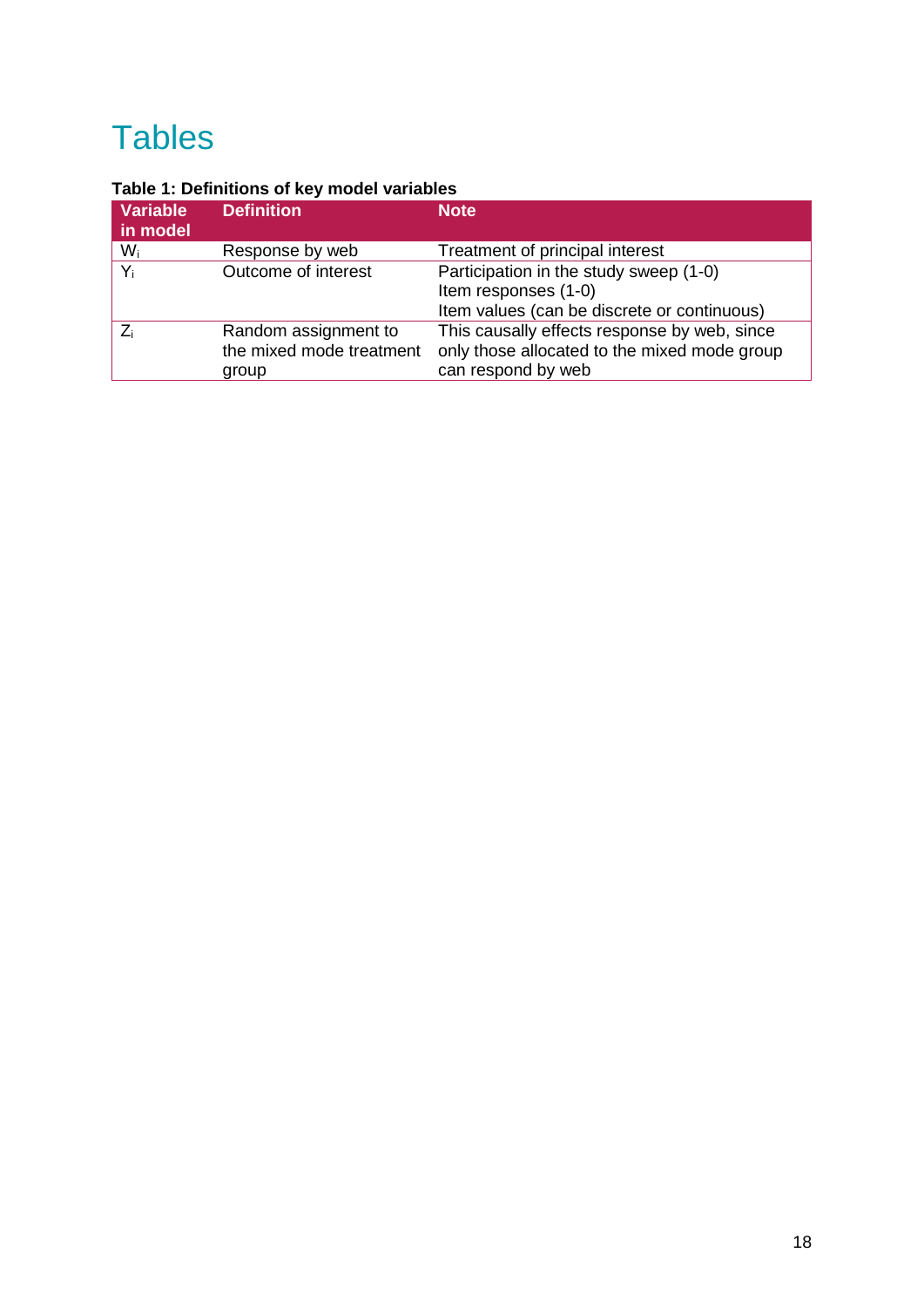# Tables

**Table 1: Definitions of key model variables**

| Variable in model | Definition | Note |
|---|---|---|
| $W_i$ | Response by web | Treatment of principal interest |
| $Y_i$ | Outcome of interest | Participation in the study sweep (1-0)<br>Item responses (1-0)<br>Item values (can be discrete or continuous) |
| $Z_i$ | Random assignment to the mixed mode treatment group | This causally effects response by web, since only those allocated to the mixed mode group can respond by web |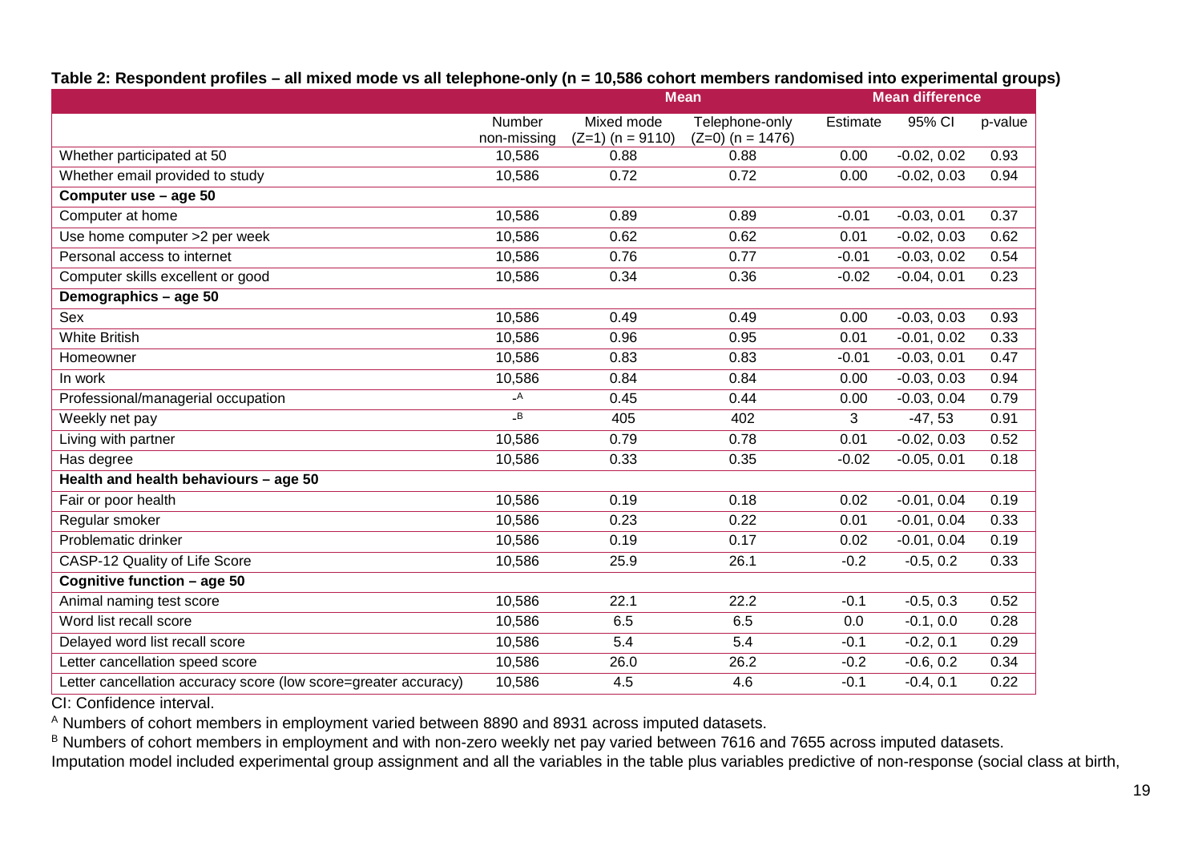**Table 2: Respondent profiles – all mixed mode vs all telephone-only (n = 10,586 cohort members randomised into experimental groups)**

| | | Mean | | Mean difference | | |
|---|---|---|---|---|---|---|
| | Number non-missing | Mixed mode (Z=1) (n = 9110) | Telephone-only (Z=0) (n = 1476) | Estimate | 95% CI | p-value |
| Whether participated at 50 | 10,586 | 0.88 | 0.88 | 0.00 | -0.02, 0.02 | 0.93 |
| Whether email provided to study | 10,586 | 0.72 | 0.72 | 0.00 | -0.02, 0.03 | 0.94 |
| **Computer use – age 50** | | | | | | |
| Computer at home | 10,586 | 0.89 | 0.89 | -0.01 | -0.03, 0.01 | 0.37 |
| Use home computer >2 per week | 10,586 | 0.62 | 0.62 | 0.01 | -0.02, 0.03 | 0.62 |
| Personal access to internet | 10,586 | 0.76 | 0.77 | -0.01 | -0.03, 0.02 | 0.54 |
| Computer skills excellent or good | 10,586 | 0.34 | 0.36 | -0.02 | -0.04, 0.01 | 0.23 |
| **Demographics – age 50** | | | | | | |
| Sex | 10,586 | 0.49 | 0.49 | 0.00 | -0.03, 0.03 | 0.93 |
| White British | 10,586 | 0.96 | 0.95 | 0.01 | -0.01, 0.02 | 0.33 |
| Homeowner | 10,586 | 0.83 | 0.83 | -0.01 | -0.03, 0.01 | 0.47 |
| In work | 10,586 | 0.84 | 0.84 | 0.00 | -0.03, 0.03 | 0.94 |
| Professional/managerial occupation | -[A] | 0.45 | 0.44 | 0.00 | -0.03, 0.04 | 0.79 |
| Weekly net pay | -[B] | 405 | 402 | 3 | -47, 53 | 0.91 |
| Living with partner | 10,586 | 0.79 | 0.78 | 0.01 | -0.02, 0.03 | 0.52 |
| Has degree | 10,586 | 0.33 | 0.35 | -0.02 | -0.05, 0.01 | 0.18 |
| **Health and health behaviours – age 50** | | | | | | |
| Fair or poor health | 10,586 | 0.19 | 0.18 | 0.02 | -0.01, 0.04 | 0.19 |
| Regular smoker | 10,586 | 0.23 | 0.22 | 0.01 | -0.01, 0.04 | 0.33 |
| Problematic drinker | 10,586 | 0.19 | 0.17 | 0.02 | -0.01, 0.04 | 0.19 |
| CASP-12 Quality of Life Score | 10,586 | 25.9 | 26.1 | -0.2 | -0.5, 0.2 | 0.33 |
| **Cognitive function – age 50** | | | | | | |
| Animal naming test score | 10,586 | 22.1 | 22.2 | -0.1 | -0.5, 0.3 | 0.52 |
| Word list recall score | 10,586 | 6.5 | 6.5 | 0.0 | -0.1, 0.0 | 0.28 |
| Delayed word list recall score | 10,586 | 5.4 | 5.4 | -0.1 | -0.2, 0.1 | 0.29 |
| Letter cancellation speed score | 10,586 | 26.0 | 26.2 | -0.2 | -0.6, 0.2 | 0.34 |
| Letter cancellation accuracy score (low score=greater accuracy) | 10,586 | 4.5 | 4.6 | -0.1 | -0.4, 0.1 | 0.22 |

CI: Confidence interval.

[A] Numbers of cohort members in employment varied between 8890 and 8931 across imputed datasets.

[B] Numbers of cohort members in employment and with non-zero weekly net pay varied between 7616 and 7655 across imputed datasets.

Imputation model included experimental group assignment and all the variables in the table plus variables predictive of non-response (social class at birth,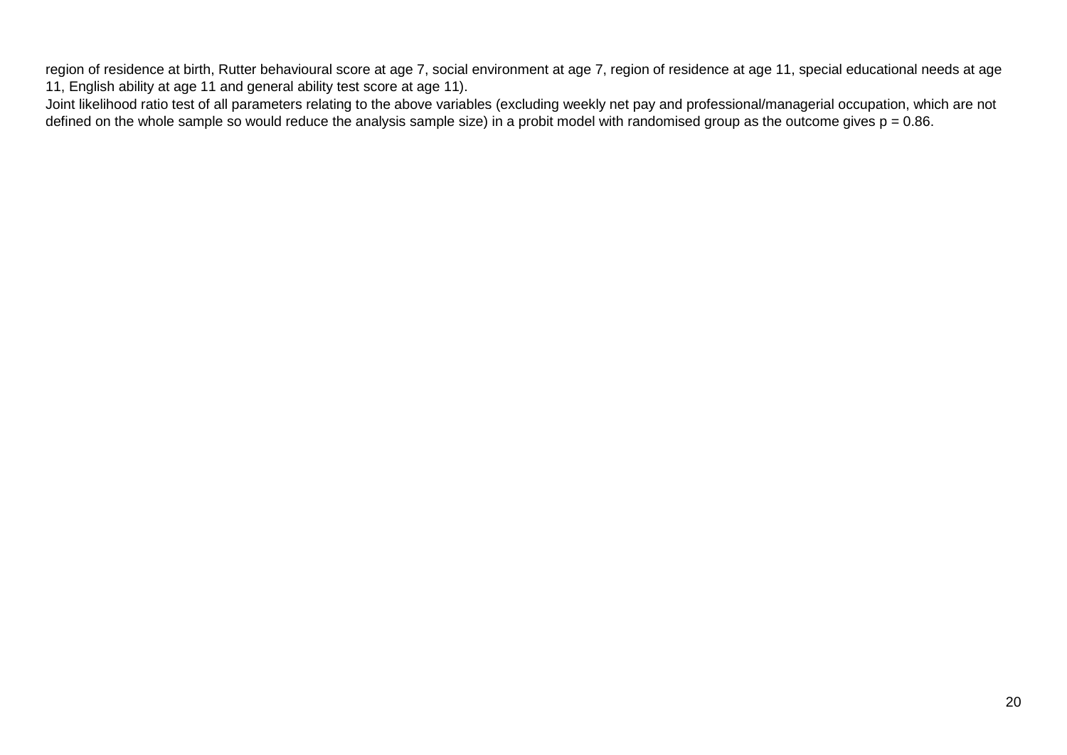region of residence at birth, Rutter behavioural score at age 7, social environment at age 7, region of residence at age 11, special educational needs at age 11, English ability at age 11 and general ability test score at age 11).

Joint likelihood ratio test of all parameters relating to the above variables (excluding weekly net pay and professional/managerial occupation, which are not defined on the whole sample so would reduce the analysis sample size) in a probit model with randomised group as the outcome gives p = 0.86.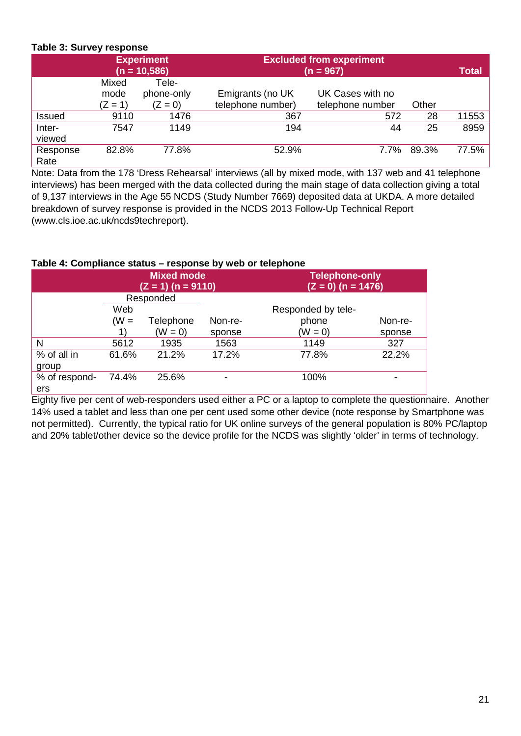**Table 3: Survey response**

| | Experiment (n = 10,586) | | Excluded from experiment (n = 967) | | | Total |
|---|---|---|---|---|---|---|
| | Mixed mode (Z = 1) | Telephone-only (Z = 0) | Emigrants (no UK telephone number) | UK Cases with no telephone number | Other | |
| Issued | 9110 | 1476 | 367 | 572 | 28 | 11553 |
| Interviewed | 7547 | 1149 | 194 | 44 | 25 | 8959 |
| Response Rate | 82.8% | 77.8% | 52.9% | 7.7% | 89.3% | 77.5% |

Note: Data from the 178 'Dress Rehearsal' interviews (all by mixed mode, with 137 web and 41 telephone interviews) has been merged with the data collected during the main stage of data collection giving a total of 9,137 interviews in the Age 55 NCDS (Study Number 7669) deposited data at UKDA. A more detailed breakdown of survey response is provided in the NCDS 2013 Follow-Up Technical Report (www.cls.ioe.ac.uk/ncds9techreport).

**Table 4: Compliance status – response by web or telephone**

| | Mixed mode (Z = 1) (n = 9110) | | | Telephone-only (Z = 0) (n = 1476) | |
|---|---|---|---|---|---|
| | Responded | | | | |
| | Web (W = 1) | Telephone (W = 0) | Non-response | Responded by telephone (W = 0) | Non-response |
| N | 5612 | 1935 | 1563 | 1149 | 327 |
| % of all in group | 61.6% | 21.2% | 17.2% | 77.8% | 22.2% |
| % of responders | 74.4% | 25.6% | - | 100% | - |

Eighty five per cent of web-responders used either a PC or a laptop to complete the questionnaire. Another 14% used a tablet and less than one per cent used some other device (note response by Smartphone was not permitted). Currently, the typical ratio for UK online surveys of the general population is 80% PC/laptop and 20% tablet/other device so the device profile for the NCDS was slightly 'older' in terms of technology.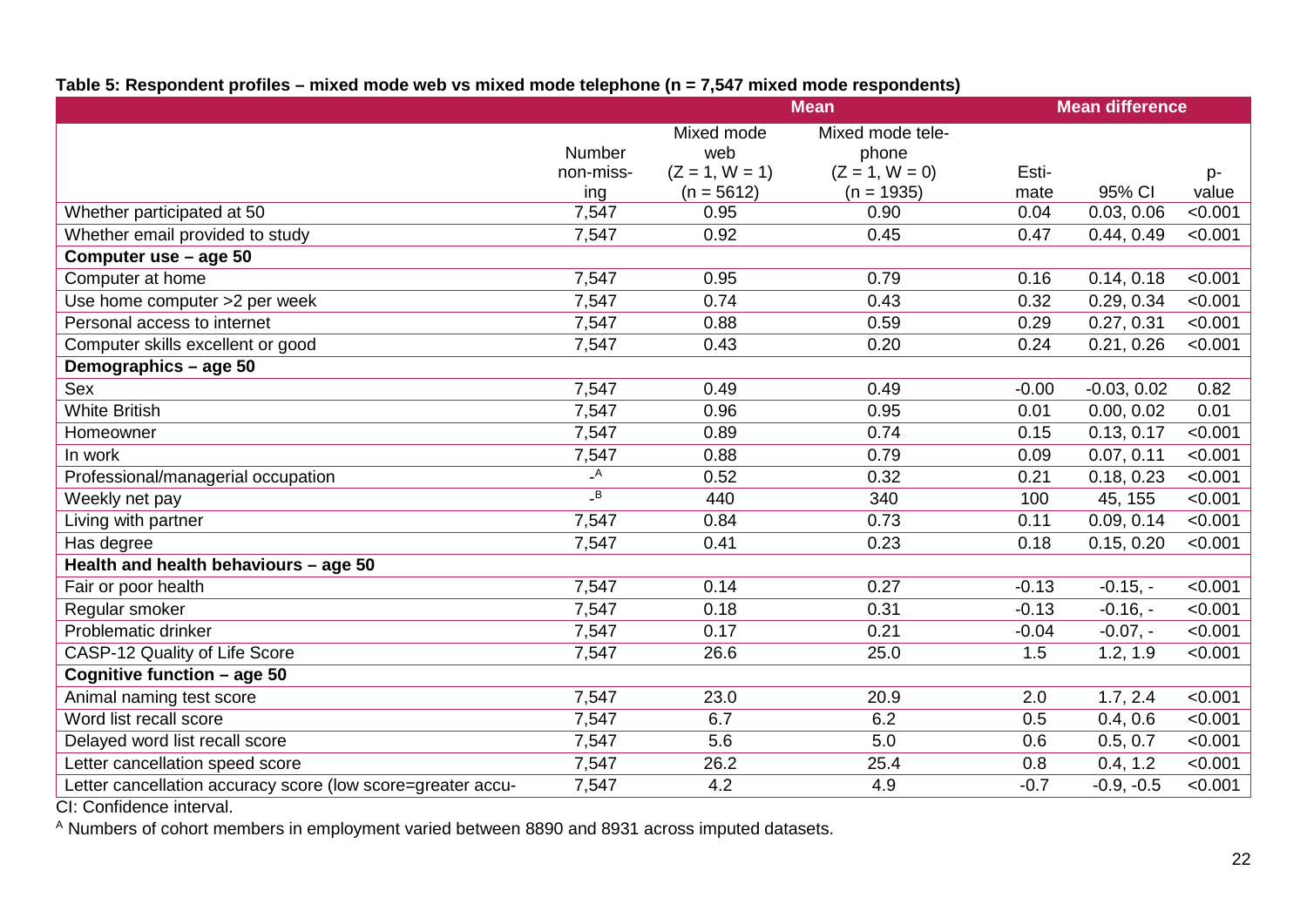**Table 5: Respondent profiles – mixed mode web vs mixed mode telephone (n = 7,547 mixed mode respondents)**

| | | Mean | | Mean difference | | |
|---|---|---|---|---|---|---|
| | Number non-missing | Mixed mode web (Z = 1, W = 1) (n = 5612) | Mixed mode telephone (Z = 1, W = 0) (n = 1935) | Estimate | 95% CI | p-value |
| Whether participated at 50 | 7,547 | 0.95 | 0.90 | 0.04 | 0.03, 0.06 | <0.001 |
| Whether email provided to study | 7,547 | 0.92 | 0.45 | 0.47 | 0.44, 0.49 | <0.001 |
| **Computer use – age 50** | | | | | | |
| Computer at home | 7,547 | 0.95 | 0.79 | 0.16 | 0.14, 0.18 | <0.001 |
| Use home computer >2 per week | 7,547 | 0.74 | 0.43 | 0.32 | 0.29, 0.34 | <0.001 |
| Personal access to internet | 7,547 | 0.88 | 0.59 | 0.29 | 0.27, 0.31 | <0.001 |
| Computer skills excellent or good | 7,547 | 0.43 | 0.20 | 0.24 | 0.21, 0.26 | <0.001 |
| **Demographics – age 50** | | | | | | |
| Sex | 7,547 | 0.49 | 0.49 | -0.00 | -0.03, 0.02 | 0.82 |
| White British | 7,547 | 0.96 | 0.95 | 0.01 | 0.00, 0.02 | 0.01 |
| Homeowner | 7,547 | 0.89 | 0.74 | 0.15 | 0.13, 0.17 | <0.001 |
| In work | 7,547 | 0.88 | 0.79 | 0.09 | 0.07, 0.11 | <0.001 |
| Professional/managerial occupation | -[A] | 0.52 | 0.32 | 0.21 | 0.18, 0.23 | <0.001 |
| Weekly net pay | -[B] | 440 | 340 | 100 | 45, 155 | <0.001 |
| Living with partner | 7,547 | 0.84 | 0.73 | 0.11 | 0.09, 0.14 | <0.001 |
| Has degree | 7,547 | 0.41 | 0.23 | 0.18 | 0.15, 0.20 | <0.001 |
| **Health and health behaviours – age 50** | | | | | | |
| Fair or poor health | 7,547 | 0.14 | 0.27 | -0.13 | -0.15, - | <0.001 |
| Regular smoker | 7,547 | 0.18 | 0.31 | -0.13 | -0.16, - | <0.001 |
| Problematic drinker | 7,547 | 0.17 | 0.21 | -0.04 | -0.07, - | <0.001 |
| CASP-12 Quality of Life Score | 7,547 | 26.6 | 25.0 | 1.5 | 1.2, 1.9 | <0.001 |
| **Cognitive function – age 50** | | | | | | |
| Animal naming test score | 7,547 | 23.0 | 20.9 | 2.0 | 1.7, 2.4 | <0.001 |
| Word list recall score | 7,547 | 6.7 | 6.2 | 0.5 | 0.4, 0.6 | <0.001 |
| Delayed word list recall score | 7,547 | 5.6 | 5.0 | 0.6 | 0.5, 0.7 | <0.001 |
| Letter cancellation speed score | 7,547 | 26.2 | 25.4 | 0.8 | 0.4, 1.2 | <0.001 |
| Letter cancellation accuracy score (low score=greater accu- | 7,547 | 4.2 | 4.9 | -0.7 | -0.9, -0.5 | <0.001 |

CI: Confidence interval.

[A] Numbers of cohort members in employment varied between 8890 and 8931 across imputed datasets.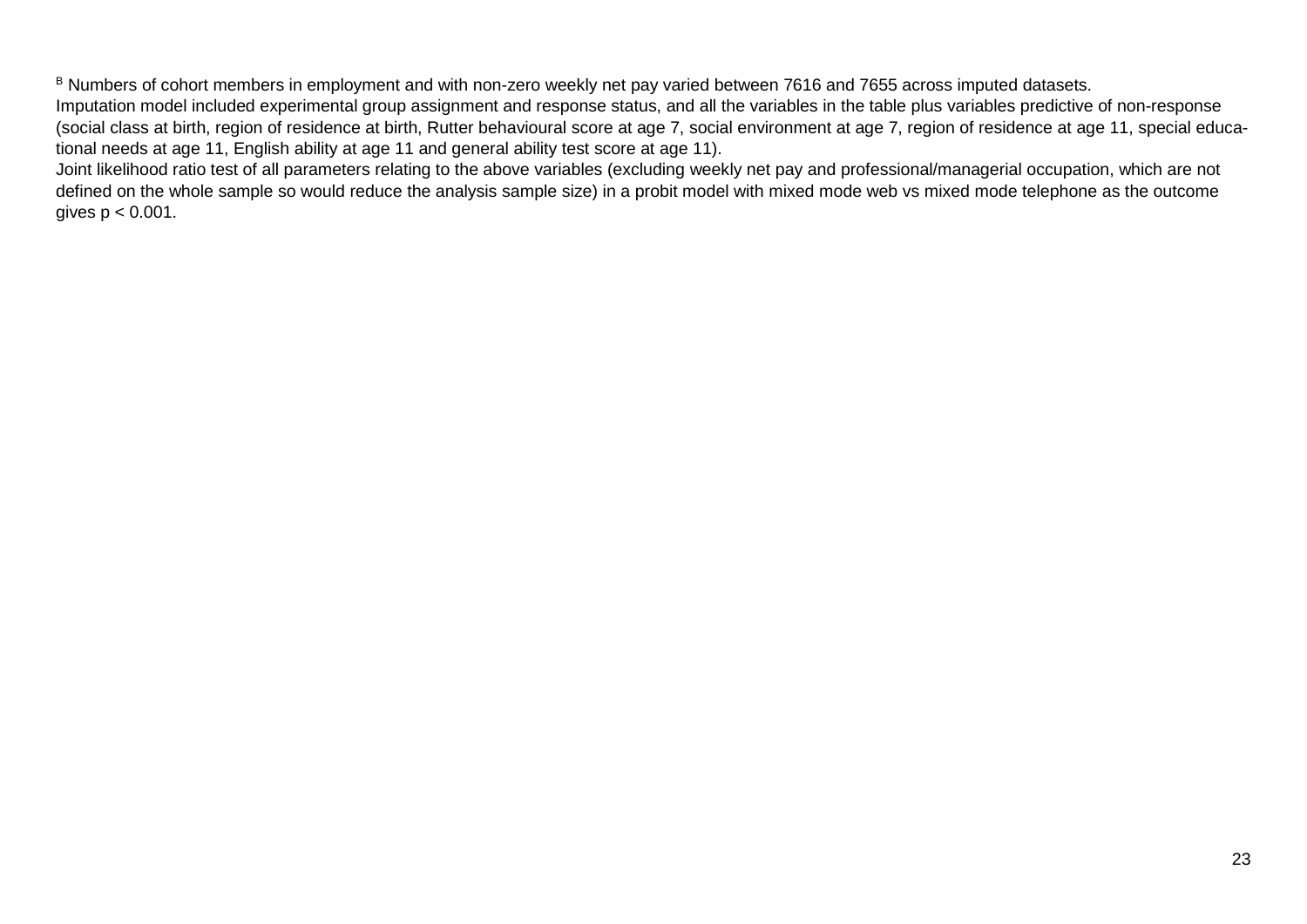[B] Numbers of cohort members in employment and with non-zero weekly net pay varied between 7616 and 7655 across imputed datasets.
Imputation model included experimental group assignment and response status, and all the variables in the table plus variables predictive of non-response (social class at birth, region of residence at birth, Rutter behavioural score at age 7, social environment at age 7, region of residence at age 11, special educational needs at age 11, English ability at age 11 and general ability test score at age 11).
Joint likelihood ratio test of all parameters relating to the above variables (excluding weekly net pay and professional/managerial occupation, which are not defined on the whole sample so would reduce the analysis sample size) in a probit model with mixed mode web vs mixed mode telephone as the outcome gives $p < 0.001$.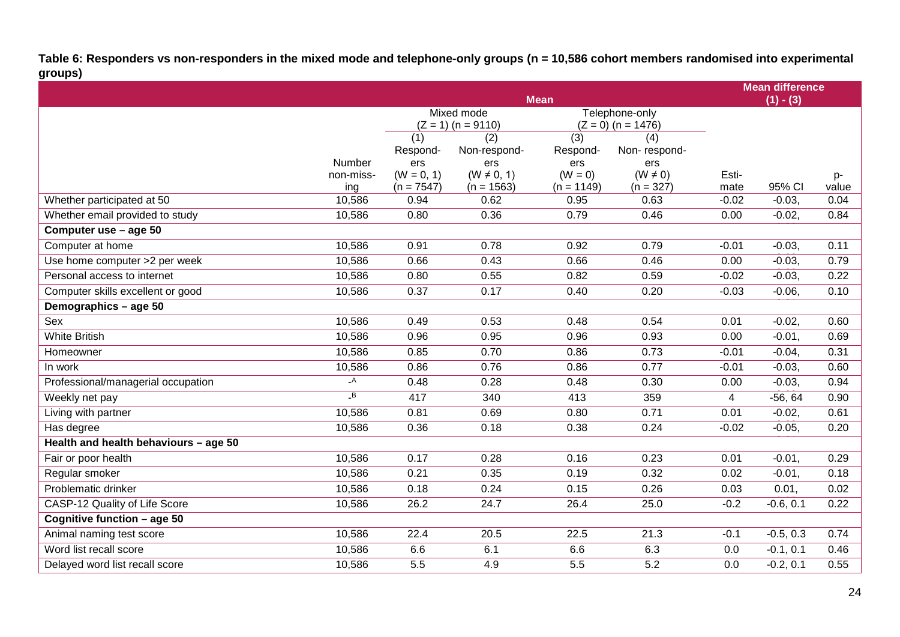**Table 6: Responders vs non-responders in the mixed mode and telephone-only groups (n = 10,586 cohort members randomised into experimental groups)**

| | | Mean | | | | Mean difference (1) - (3) | | |
|---|---|---|---|---|---|---|---|---|
| | | Mixed mode (Z = 1) (n = 9110) | | Telephone-only (Z = 0) (n = 1476) | | | | |
| | Number non-missing | (1) Responders (W = 0, 1) (n = 7547) | (2) Non-responders (W ≠ 0, 1) (n = 1563) | (3) Responders (W = 0) (n = 1149) | (4) Non- responders (W ≠ 0) (n = 327) | Estimate | 95% CI | p-value |
| Whether participated at 50 | 10,586 | 0.94 | 0.62 | 0.95 | 0.63 | -0.02 | -0.03, | 0.04 |
| Whether email provided to study | 10,586 | 0.80 | 0.36 | 0.79 | 0.46 | 0.00 | -0.02, | 0.84 |
| **Computer use – age 50** | | | | | | | | |
| Computer at home | 10,586 | 0.91 | 0.78 | 0.92 | 0.79 | -0.01 | -0.03, | 0.11 |
| Use home computer >2 per week | 10,586 | 0.66 | 0.43 | 0.66 | 0.46 | 0.00 | -0.03, | 0.79 |
| Personal access to internet | 10,586 | 0.80 | 0.55 | 0.82 | 0.59 | -0.02 | -0.03, | 0.22 |
| Computer skills excellent or good | 10,586 | 0.37 | 0.17 | 0.40 | 0.20 | -0.03 | -0.06, | 0.10 |
| **Demographics – age 50** | | | | | | | | |
| Sex | 10,586 | 0.49 | 0.53 | 0.48 | 0.54 | 0.01 | -0.02, | 0.60 |
| White British | 10,586 | 0.96 | 0.95 | 0.96 | 0.93 | 0.00 | -0.01, | 0.69 |
| Homeowner | 10,586 | 0.85 | 0.70 | 0.86 | 0.73 | -0.01 | -0.04, | 0.31 |
| In work | 10,586 | 0.86 | 0.76 | 0.86 | 0.77 | -0.01 | -0.03, | 0.60 |
| Professional/managerial occupation | -[A] | 0.48 | 0.28 | 0.48 | 0.30 | 0.00 | -0.03, | 0.94 |
| Weekly net pay | -[B] | 417 | 340 | 413 | 359 | 4 | -56, 64 | 0.90 |
| Living with partner | 10,586 | 0.81 | 0.69 | 0.80 | 0.71 | 0.01 | -0.02, | 0.61 |
| Has degree | 10,586 | 0.36 | 0.18 | 0.38 | 0.24 | -0.02 | -0.05, | 0.20 |
| **Health and health behaviours – age 50** | | | | | | | | |
| Fair or poor health | 10,586 | 0.17 | 0.28 | 0.16 | 0.23 | 0.01 | -0.01, | 0.29 |
| Regular smoker | 10,586 | 0.21 | 0.35 | 0.19 | 0.32 | 0.02 | -0.01, | 0.18 |
| Problematic drinker | 10,586 | 0.18 | 0.24 | 0.15 | 0.26 | 0.03 | 0.01, | 0.02 |
| CASP-12 Quality of Life Score | 10,586 | 26.2 | 24.7 | 26.4 | 25.0 | -0.2 | -0.6, 0.1 | 0.22 |
| **Cognitive function – age 50** | | | | | | | | |
| Animal naming test score | 10,586 | 22.4 | 20.5 | 22.5 | 21.3 | -0.1 | -0.5, 0.3 | 0.74 |
| Word list recall score | 10,586 | 6.6 | 6.1 | 6.6 | 6.3 | 0.0 | -0.1, 0.1 | 0.46 |
| Delayed word list recall score | 10,586 | 5.5 | 4.9 | 5.5 | 5.2 | 0.0 | -0.2, 0.1 | 0.55 |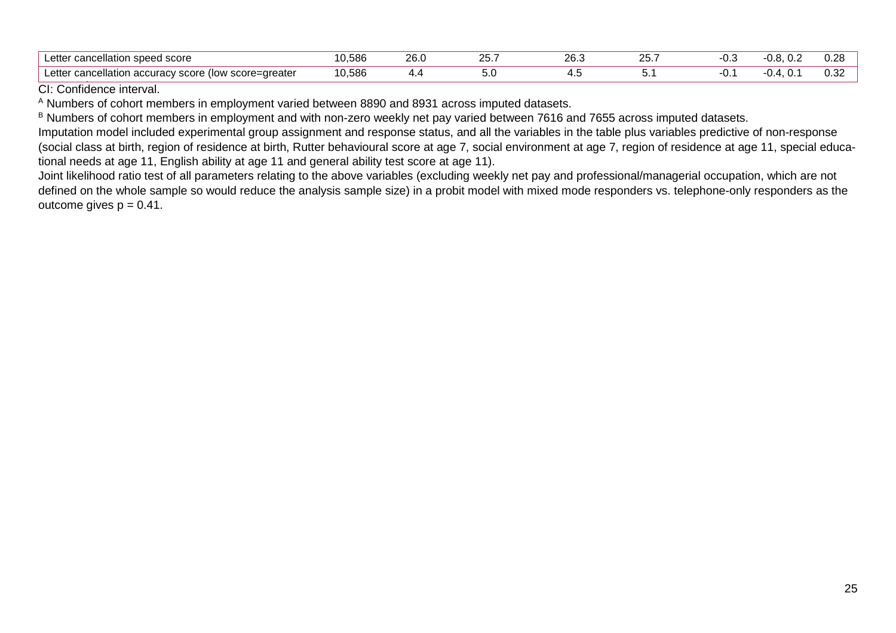| | | | | | | | | |
|---|---|---|---|---|---|---|---|---|
| Letter cancellation speed score | 10,586 | 26.0 | 25.7 | 26.3 | 25.7 | -0.3 | -0.8, 0.2 | 0.28 |
| Letter cancellation accuracy score (low score=greater | 10,586 | 4.4 | 5.0 | 4.5 | 5.1 | -0.1 | -0.4, 0.1 | 0.32 |

CI: Confidence interval.

[A] Numbers of cohort members in employment varied between 8890 and 8931 across imputed datasets.

[B] Numbers of cohort members in employment and with non-zero weekly net pay varied between 7616 and 7655 across imputed datasets.

Imputation model included experimental group assignment and response status, and all the variables in the table plus variables predictive of non-response (social class at birth, region of residence at birth, Rutter behavioural score at age 7, social environment at age 7, region of residence at age 11, special educational needs at age 11, English ability at age 11 and general ability test score at age 11).

Joint likelihood ratio test of all parameters relating to the above variables (excluding weekly net pay and professional/managerial occupation, which are not defined on the whole sample so would reduce the analysis sample size) in a probit model with mixed mode responders vs. telephone-only responders as the outcome gives $p = 0.41$.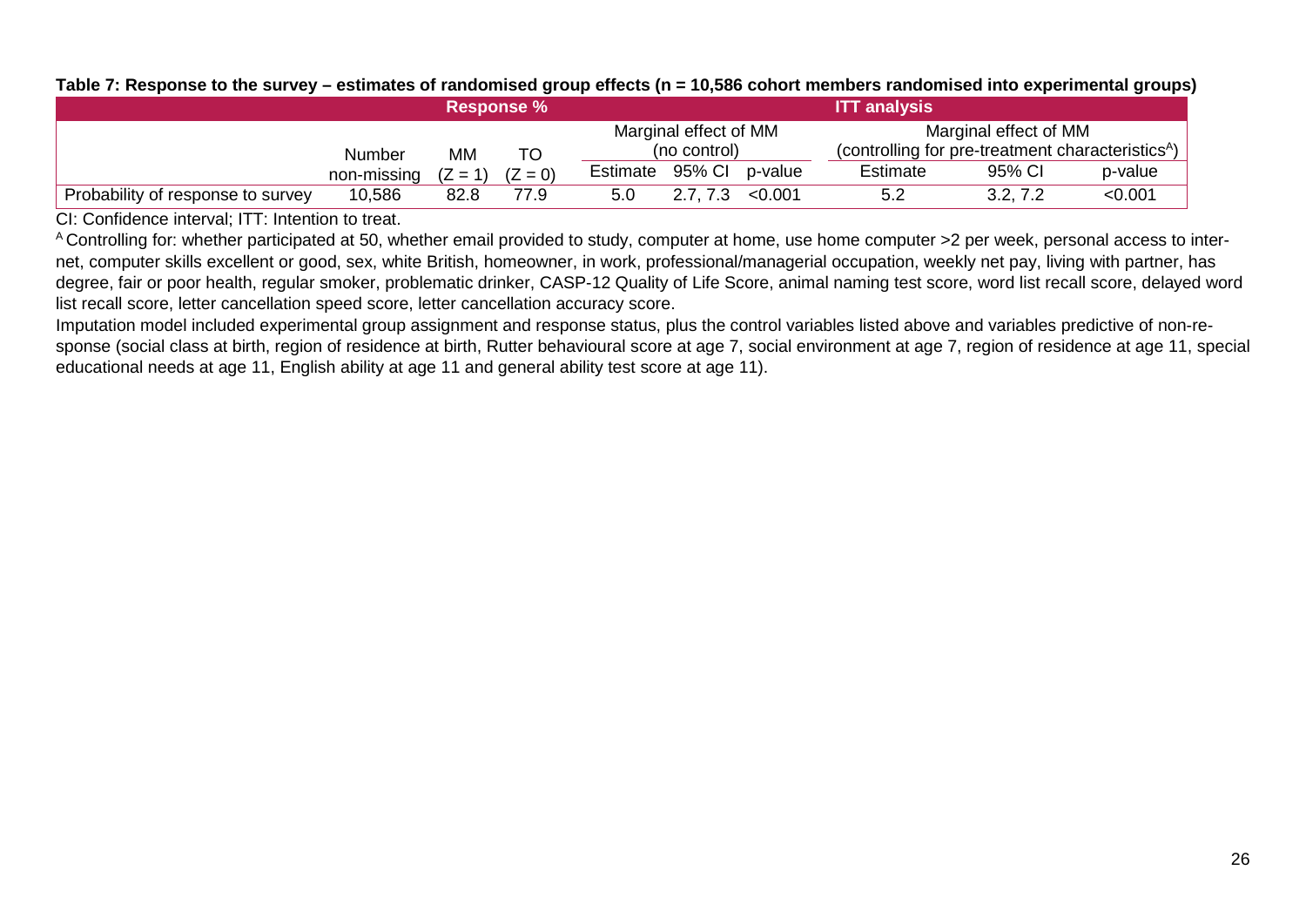**Table 7: Response to the survey – estimates of randomised group effects (n = 10,586 cohort members randomised into experimental groups)**

| | Response % | | | ITT analysis | | | | | |
|---|---|---|---|---|---|---|---|---|---|
| | | | | Marginal effect of MM (no control) | | | Marginal effect of MM (controlling for pre-treatment characteristics[A]) | | |
| | Number non-missing | MM (Z = 1) | TO (Z = 0) | Estimate | 95% CI | p-value | Estimate | 95% CI | p-value |
| Probability of response to survey | 10,586 | 82.8 | 77.9 | 5.0 | 2.7, 7.3 | <0.001 | 5.2 | 3.2, 7.2 | <0.001 |

CI: Confidence interval; ITT: Intention to treat.

[A] Controlling for: whether participated at 50, whether email provided to study, computer at home, use home computer >2 per week, personal access to internet, computer skills excellent or good, sex, white British, homeowner, in work, professional/managerial occupation, weekly net pay, living with partner, has degree, fair or poor health, regular smoker, problematic drinker, CASP-12 Quality of Life Score, animal naming test score, word list recall score, delayed word list recall score, letter cancellation speed score, letter cancellation accuracy score.

Imputation model included experimental group assignment and response status, plus the control variables listed above and variables predictive of non-response (social class at birth, region of residence at birth, Rutter behavioural score at age 7, social environment at age 7, region of residence at age 11, special educational needs at age 11, English ability at age 11 and general ability test score at age 11).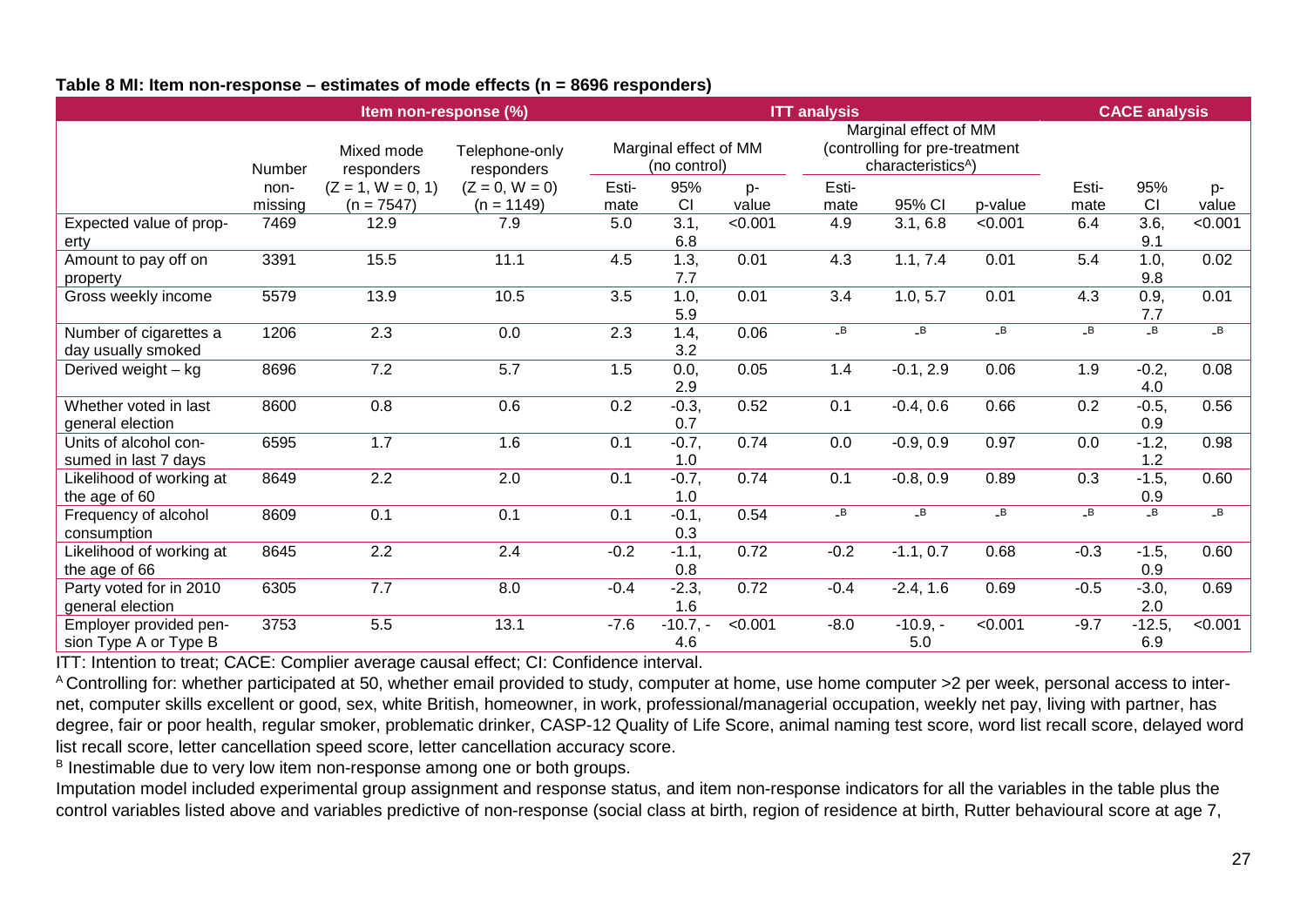**Table 8 MI: Item non-response – estimates of mode effects (n = 8696 responders)**

| Item non-response (%) | | | | ITT analysis | | | | | | CACE analysis | | |
|---|---|---|---|---|---|---|---|---|---|---|---|---|
| | Number non-missing | Mixed mode responders (Z = 1, W = 0, 1) (n = 7547) | Telephone-only responders (Z = 0, W = 0) (n = 1149) | Marginal effect of MM (no control) | | | Marginal effect of MM (controlling for pre-treatment characteristics[A]) | | | | | |
| | | | | Estimate | 95% CI | p-value | Estimate | 95% CI | p-value | Estimate | 95% CI | p-value |
| Expected value of property | 7469 | 12.9 | 7.9 | 5.0 | 3.1, 6.8 | <0.001 | 4.9 | 3.1, 6.8 | <0.001 | 6.4 | 3.6, 9.1 | <0.001 |
| Amount to pay off on property | 3391 | 15.5 | 11.1 | 4.5 | 1.3, 7.7 | 0.01 | 4.3 | 1.1, 7.4 | 0.01 | 5.4 | 1.0, 9.8 | 0.02 |
| Gross weekly income | 5579 | 13.9 | 10.5 | 3.5 | 1.0, 5.9 | 0.01 | 3.4 | 1.0, 5.7 | 0.01 | 4.3 | 0.9, 7.7 | 0.01 |
| Number of cigarettes a day usually smoked | 1206 | 2.3 | 0.0 | 2.3 | 1.4, 3.2 | 0.06 | -[B] | -[B] | -[B] | -[B] | -[B] | -[B] |
| Derived weight – kg | 8696 | 7.2 | 5.7 | 1.5 | 0.0, 2.9 | 0.05 | 1.4 | -0.1, 2.9 | 0.06 | 1.9 | -0.2, 4.0 | 0.08 |
| Whether voted in last general election | 8600 | 0.8 | 0.6 | 0.2 | -0.3, 0.7 | 0.52 | 0.1 | -0.4, 0.6 | 0.66 | 0.2 | -0.5, 0.9 | 0.56 |
| Units of alcohol consumed in last 7 days | 6595 | 1.7 | 1.6 | 0.1 | -0.7, 1.0 | 0.74 | 0.0 | -0.9, 0.9 | 0.97 | 0.0 | -1.2, 1.2 | 0.98 |
| Likelihood of working at the age of 60 | 8649 | 2.2 | 2.0 | 0.1 | -0.7, 1.0 | 0.74 | 0.1 | -0.8, 0.9 | 0.89 | 0.3 | -1.5, 0.9 | 0.60 |
| Frequency of alcohol consumption | 8609 | 0.1 | 0.1 | 0.1 | -0.1, 0.3 | 0.54 | -[B] | -[B] | -[B] | -[B] | -[B] | -[B] |
| Likelihood of working at the age of 66 | 8645 | 2.2 | 2.4 | -0.2 | -1.1, 0.8 | 0.72 | -0.2 | -1.1, 0.7 | 0.68 | -0.3 | -1.5, 0.9 | 0.60 |
| Party voted for in 2010 general election | 6305 | 7.7 | 8.0 | -0.4 | -2.3, 1.6 | 0.72 | -0.4 | -2.4, 1.6 | 0.69 | -0.5 | -3.0, 2.0 | 0.69 |
| Employer provided pension Type A or Type B | 3753 | 5.5 | 13.1 | -7.6 | -10.7, -4.6 | <0.001 | -8.0 | -10.9, -5.0 | <0.001 | -9.7 | -12.5, 6.9 | <0.001 |

ITT: Intention to treat; CACE: Complier average causal effect; CI: Confidence interval.

[A] Controlling for: whether participated at 50, whether email provided to study, computer at home, use home computer >2 per week, personal access to internet, computer skills excellent or good, sex, white British, homeowner, in work, professional/managerial occupation, weekly net pay, living with partner, has degree, fair or poor health, regular smoker, problematic drinker, CASP-12 Quality of Life Score, animal naming test score, word list recall score, delayed word list recall score, letter cancellation speed score, letter cancellation accuracy score.

[B] Inestimable due to very low item non-response among one or both groups.

Imputation model included experimental group assignment and response status, and item non-response indicators for all the variables in the table plus the control variables listed above and variables predictive of non-response (social class at birth, region of residence at birth, Rutter behavioural score at age 7,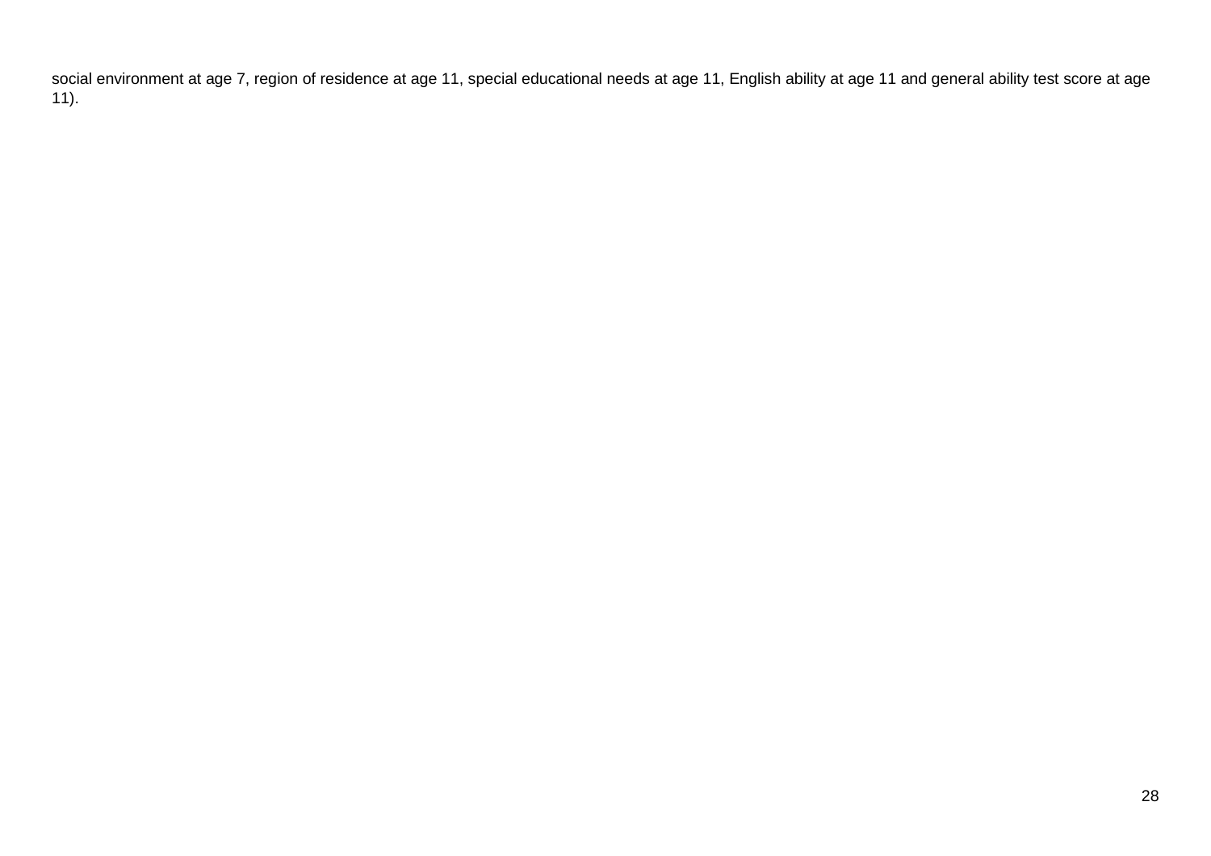social environment at age 7, region of residence at age 11, special educational needs at age 11, English ability at age 11 and general ability test score at age 11).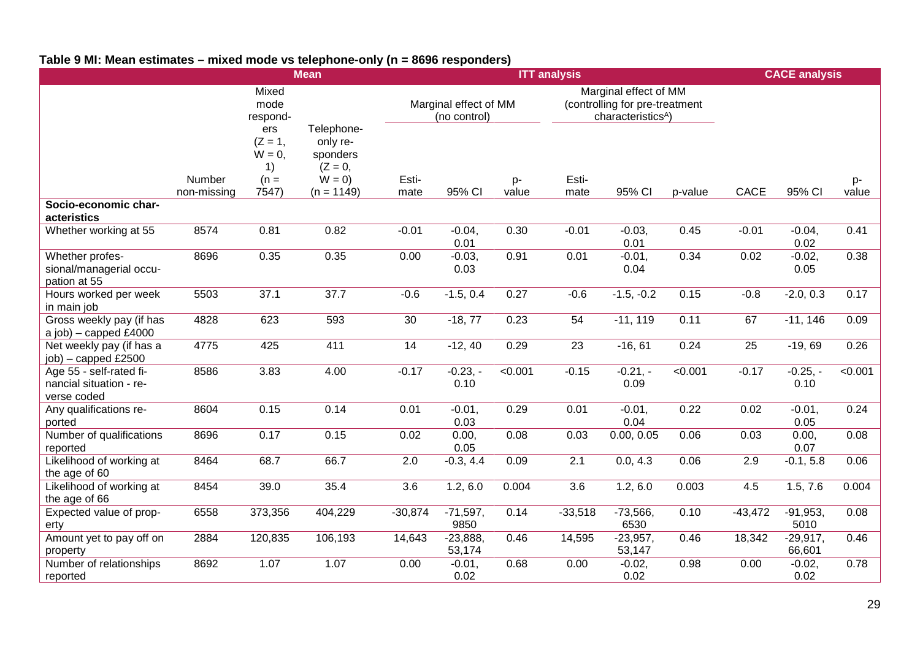**Table 9 MI: Mean estimates – mixed mode vs telephone-only (n = 8696 responders)**

| | Mean | | | ITT analysis | | | | | | CACE analysis | | |
|---|---|---|---|---|---|---|---|---|---|---|---|---|
| | | | | Marginal effect of MM (no control) | | | Marginal effect of MM (controlling for pre-treatment characteristics[A]) | | | | | |
| | Number non-missing | Mixed mode respond-ers (Z = 1, W = 0, 1) (n = 7547) | Telephone-only re-sponders (Z = 0, W = 0) (n = 1149) | Esti-mate | 95% CI | p-value | Esti-mate | 95% CI | p-value | CACE | 95% CI | p-value |
| **Socio-economic char-acteristics** | | | | | | | | | | | | |
| Whether working at 55 | 8574 | 0.81 | 0.82 | -0.01 | -0.04, 0.01 | 0.30 | -0.01 | -0.03, 0.01 | 0.45 | -0.01 | -0.04, 0.02 | 0.41 |
| Whether profes-sional/managerial occu-pation at 55 | 8696 | 0.35 | 0.35 | 0.00 | -0.03, 0.03 | 0.91 | 0.01 | -0.01, 0.04 | 0.34 | 0.02 | -0.02, 0.05 | 0.38 |
| Hours worked per week in main job | 5503 | 37.1 | 37.7 | -0.6 | -1.5, 0.4 | 0.27 | -0.6 | -1.5, -0.2 | 0.15 | -0.8 | -2.0, 0.3 | 0.17 |
| Gross weekly pay (if has a job) – capped £4000 | 4828 | 623 | 593 | 30 | -18, 77 | 0.23 | 54 | -11, 119 | 0.11 | 67 | -11, 146 | 0.09 |
| Net weekly pay (if has a job) – capped £2500 | 4775 | 425 | 411 | 14 | -12, 40 | 0.29 | 23 | -16, 61 | 0.24 | 25 | -19, 69 | 0.26 |
| Age 55 - self-rated fi-nancial situation - re-verse coded | 8586 | 3.83 | 4.00 | -0.17 | -0.23, -0.10 | <0.001 | -0.15 | -0.21, -0.09 | <0.001 | -0.17 | -0.25, -0.10 | <0.001 |
| Any qualifications re-ported | 8604 | 0.15 | 0.14 | 0.01 | -0.01, 0.03 | 0.29 | 0.01 | -0.01, 0.04 | 0.22 | 0.02 | -0.01, 0.05 | 0.24 |
| Number of qualifications reported | 8696 | 0.17 | 0.15 | 0.02 | 0.00, 0.05 | 0.08 | 0.03 | 0.00, 0.05 | 0.06 | 0.03 | 0.00, 0.07 | 0.08 |
| Likelihood of working at the age of 60 | 8464 | 68.7 | 66.7 | 2.0 | -0.3, 4.4 | 0.09 | 2.1 | 0.0, 4.3 | 0.06 | 2.9 | -0.1, 5.8 | 0.06 |
| Likelihood of working at the age of 66 | 8454 | 39.0 | 35.4 | 3.6 | 1.2, 6.0 | 0.004 | 3.6 | 1.2, 6.0 | 0.003 | 4.5 | 1.5, 7.6 | 0.004 |
| Expected value of prop-erty | 6558 | 373,356 | 404,229 | -30,874 | -71,597, 9850 | 0.14 | -33,518 | -73,566, 6530 | 0.10 | -43,472 | -91,953, 5010 | 0.08 |
| Amount yet to pay off on property | 2884 | 120,835 | 106,193 | 14,643 | -23,888, 53,174 | 0.46 | 14,595 | -23,957, 53,147 | 0.46 | 18,342 | -29,917, 66,601 | 0.46 |
| Number of relationships reported | 8692 | 1.07 | 1.07 | 0.00 | -0.01, 0.02 | 0.68 | 0.00 | -0.02, 0.02 | 0.98 | 0.00 | -0.02, 0.02 | 0.78 |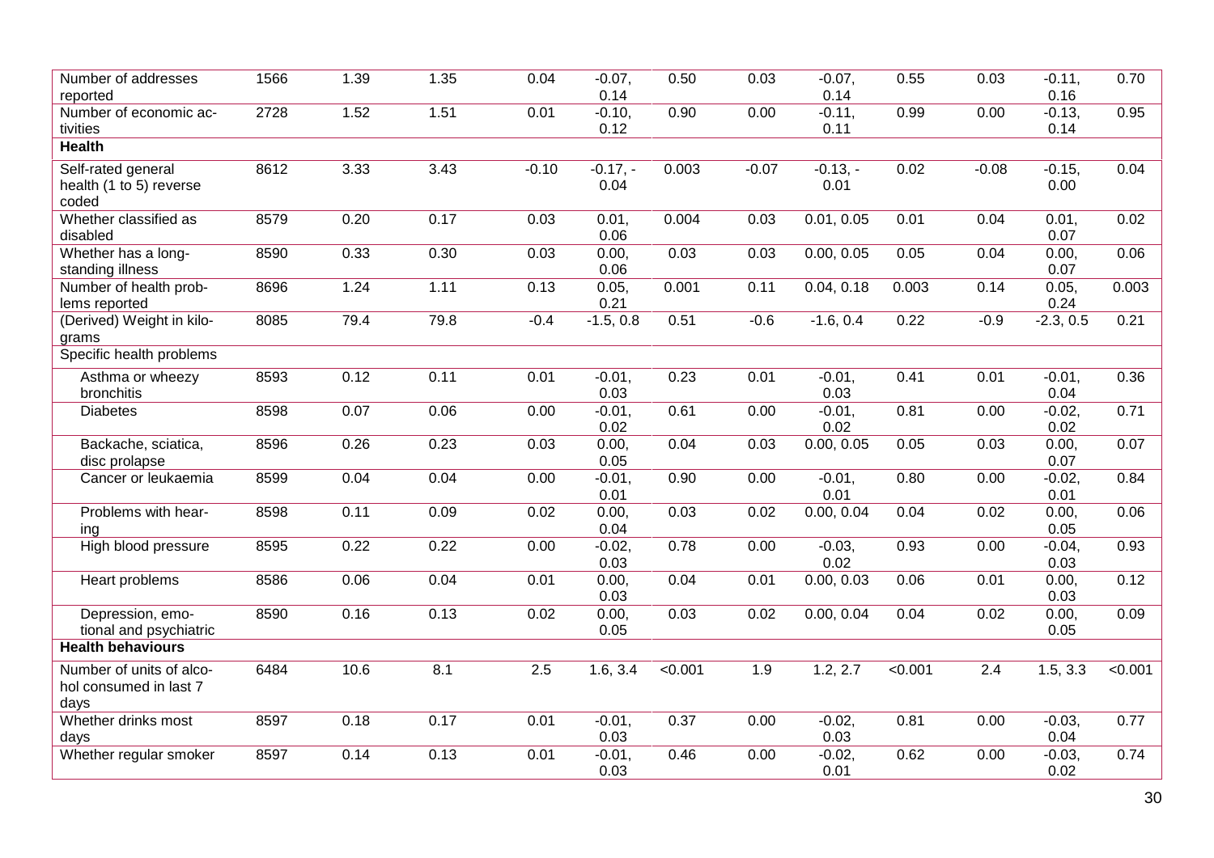| | | | | | | | | | | | | |
|---|---|---|---|---|---|---|---|---|---|---|---|---|
| Number of addresses reported | 1566 | 1.39 | 1.35 | 0.04 | -0.07, 0.14 | 0.50 | 0.03 | -0.07, 0.14 | 0.55 | 0.03 | -0.11, 0.16 | 0.70 |
| Number of economic activities | 2728 | 1.52 | 1.51 | 0.01 | -0.10, 0.12 | 0.90 | 0.00 | -0.11, 0.11 | 0.99 | 0.00 | -0.13, 0.14 | 0.95 |
| **Health** | | | | | | | | | | | | |
| Self-rated general health (1 to 5) reverse coded | 8612 | 3.33 | 3.43 | -0.10 | -0.17, -0.04 | 0.003 | -0.07 | -0.13, -0.01 | 0.02 | -0.08 | -0.15, 0.00 | 0.04 |
| Whether classified as disabled | 8579 | 0.20 | 0.17 | 0.03 | 0.01, 0.06 | 0.004 | 0.03 | 0.01, 0.05 | 0.01 | 0.04 | 0.01, 0.07 | 0.02 |
| Whether has a longstanding illness | 8590 | 0.33 | 0.30 | 0.03 | 0.00, 0.06 | 0.03 | 0.03 | 0.00, 0.05 | 0.05 | 0.04 | 0.00, 0.07 | 0.06 |
| Number of health problems reported | 8696 | 1.24 | 1.11 | 0.13 | 0.05, 0.21 | 0.001 | 0.11 | 0.04, 0.18 | 0.003 | 0.14 | 0.05, 0.24 | 0.003 |
| (Derived) Weight in kilograms | 8085 | 79.4 | 79.8 | -0.4 | -1.5, 0.8 | 0.51 | -0.6 | -1.6, 0.4 | 0.22 | -0.9 | -2.3, 0.5 | 0.21 |
| Specific health problems | | | | | | | | | | | | |
| Asthma or wheezy bronchitis | 8593 | 0.12 | 0.11 | 0.01 | -0.01, 0.03 | 0.23 | 0.01 | -0.01, 0.03 | 0.41 | 0.01 | -0.01, 0.04 | 0.36 |
| Diabetes | 8598 | 0.07 | 0.06 | 0.00 | -0.01, 0.02 | 0.61 | 0.00 | -0.01, 0.02 | 0.81 | 0.00 | -0.02, 0.02 | 0.71 |
| Backache, sciatica, disc prolapse | 8596 | 0.26 | 0.23 | 0.03 | 0.00, 0.05 | 0.04 | 0.03 | 0.00, 0.05 | 0.05 | 0.03 | 0.00, 0.07 | 0.07 |
| Cancer or leukaemia | 8599 | 0.04 | 0.04 | 0.00 | -0.01, 0.01 | 0.90 | 0.00 | -0.01, 0.01 | 0.80 | 0.00 | -0.02, 0.01 | 0.84 |
| Problems with hearing | 8598 | 0.11 | 0.09 | 0.02 | 0.00, 0.04 | 0.03 | 0.02 | 0.00, 0.04 | 0.04 | 0.02 | 0.00, 0.05 | 0.06 |
| High blood pressure | 8595 | 0.22 | 0.22 | 0.00 | -0.02, 0.03 | 0.78 | 0.00 | -0.03, 0.02 | 0.93 | 0.00 | -0.04, 0.03 | 0.93 |
| Heart problems | 8586 | 0.06 | 0.04 | 0.01 | 0.00, 0.03 | 0.04 | 0.01 | 0.00, 0.03 | 0.06 | 0.01 | 0.00, 0.03 | 0.12 |
| Depression, emotional and psychiatric | 8590 | 0.16 | 0.13 | 0.02 | 0.00, 0.05 | 0.03 | 0.02 | 0.00, 0.04 | 0.04 | 0.02 | 0.00, 0.05 | 0.09 |
| **Health behaviours** | | | | | | | | | | | | |
| Number of units of alcohol consumed in last 7 days | 6484 | 10.6 | 8.1 | 2.5 | 1.6, 3.4 | <0.001 | 1.9 | 1.2, 2.7 | <0.001 | 2.4 | 1.5, 3.3 | <0.001 |
| Whether drinks most days | 8597 | 0.18 | 0.17 | 0.01 | -0.01, 0.03 | 0.37 | 0.00 | -0.02, 0.03 | 0.81 | 0.00 | -0.03, 0.04 | 0.77 |
| Whether regular smoker | 8597 | 0.14 | 0.13 | 0.01 | -0.01, 0.03 | 0.46 | 0.00 | -0.02, 0.01 | 0.62 | 0.00 | -0.03, 0.02 | 0.74 |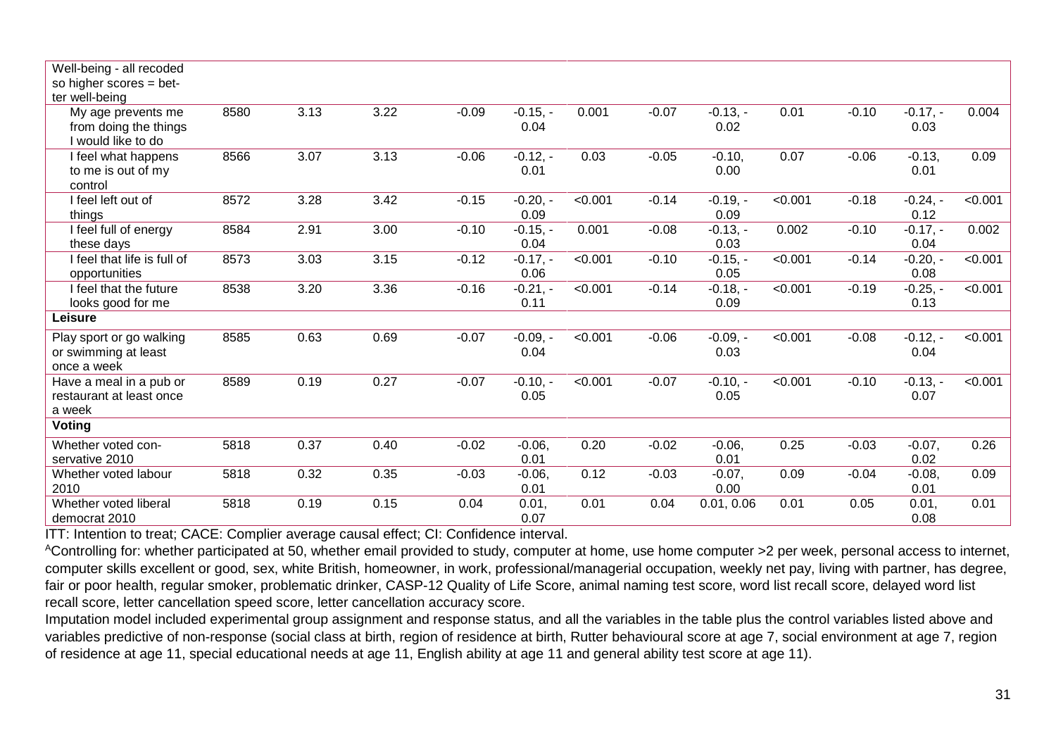| | | | | | | | | | | | | |
|---|---|---|---|---|---|---|---|---|---|---|---|---|
| Well-being - all recoded so higher scores = better well-being | | | | | | | | | | | | |
| My age prevents me from doing the things I would like to do | 8580 | 3.13 | 3.22 | -0.09 | -0.15, -0.04 | 0.001 | -0.07 | -0.13, -0.02 | 0.01 | -0.10 | -0.17, -0.03 | 0.004 |
| I feel what happens to me is out of my control | 8566 | 3.07 | 3.13 | -0.06 | -0.12, -0.01 | 0.03 | -0.05 | -0.10, 0.00 | 0.07 | -0.06 | -0.13, 0.01 | 0.09 |
| I feel left out of things | 8572 | 3.28 | 3.42 | -0.15 | -0.20, -0.09 | <0.001 | -0.14 | -0.19, -0.09 | <0.001 | -0.18 | -0.24, -0.12 | <0.001 |
| I feel full of energy these days | 8584 | 2.91 | 3.00 | -0.10 | -0.15, -0.04 | 0.001 | -0.08 | -0.13, -0.03 | 0.002 | -0.10 | -0.17, -0.04 | 0.002 |
| I feel that life is full of opportunities | 8573 | 3.03 | 3.15 | -0.12 | -0.17, -0.06 | <0.001 | -0.10 | -0.15, -0.05 | <0.001 | -0.14 | -0.20, -0.08 | <0.001 |
| I feel that the future looks good for me | 8538 | 3.20 | 3.36 | -0.16 | -0.21, -0.11 | <0.001 | -0.14 | -0.18, -0.09 | <0.001 | -0.19 | -0.25, -0.13 | <0.001 |
| **Leisure** | | | | | | | | | | | | |
| Play sport or go walking or swimming at least once a week | 8585 | 0.63 | 0.69 | -0.07 | -0.09, -0.04 | <0.001 | -0.06 | -0.09, -0.03 | <0.001 | -0.08 | -0.12, -0.04 | <0.001 |
| Have a meal in a pub or restaurant at least once a week | 8589 | 0.19 | 0.27 | -0.07 | -0.10, -0.05 | <0.001 | -0.07 | -0.10, -0.05 | <0.001 | -0.10 | -0.13, -0.07 | <0.001 |
| **Voting** | | | | | | | | | | | | |
| Whether voted conservative 2010 | 5818 | 0.37 | 0.40 | -0.02 | -0.06, 0.01 | 0.20 | -0.02 | -0.06, 0.01 | 0.25 | -0.03 | -0.07, 0.02 | 0.26 |
| Whether voted labour 2010 | 5818 | 0.32 | 0.35 | -0.03 | -0.06, 0.01 | 0.12 | -0.03 | -0.07, 0.00 | 0.09 | -0.04 | -0.08, 0.01 | 0.09 |
| Whether voted liberal democrat 2010 | 5818 | 0.19 | 0.15 | 0.04 | 0.01, 0.07 | 0.01 | 0.04 | 0.01, 0.06 | 0.01 | 0.05 | 0.01, 0.08 | 0.01 |

ITT: Intention to treat; CACE: Complier average causal effect; CI: Confidence interval.

[A]Controlling for: whether participated at 50, whether email provided to study, computer at home, use home computer >2 per week, personal access to internet, computer skills excellent or good, sex, white British, homeowner, in work, professional/managerial occupation, weekly net pay, living with partner, has degree, fair or poor health, regular smoker, problematic drinker, CASP-12 Quality of Life Score, animal naming test score, word list recall score, delayed word list recall score, letter cancellation speed score, letter cancellation accuracy score.

Imputation model included experimental group assignment and response status, and all the variables in the table plus the control variables listed above and variables predictive of non-response (social class at birth, region of residence at birth, Rutter behavioural score at age 7, social environment at age 7, region of residence at age 11, special educational needs at age 11, English ability at age 11 and general ability test score at age 11).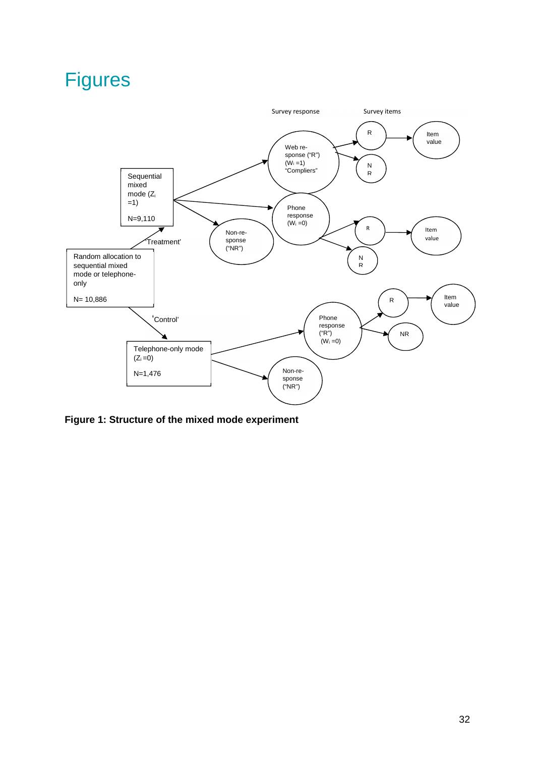# Figures

Survey response

Survey items

Sequential mixed mode ($Z_i$ =1)

N=9,110

'Treatment'

Random allocation to sequential mixed mode or telephone-only

N= 10,886

'Control'

Telephone-only mode ($Z_i$ =0)

N=1,476

Web re-sponse ("R") ($W_i$ =1) "Compliers"

Phone response ($W_i$ =0)

Non-re-sponse ("NR")

Phone response ("R") ($W_i$ =0)

Non-re-sponse ("NR")

R

NR

Item value

R

NR

Item value

R

NR

Item value

**Figure 1: Structure of the mixed mode experiment**